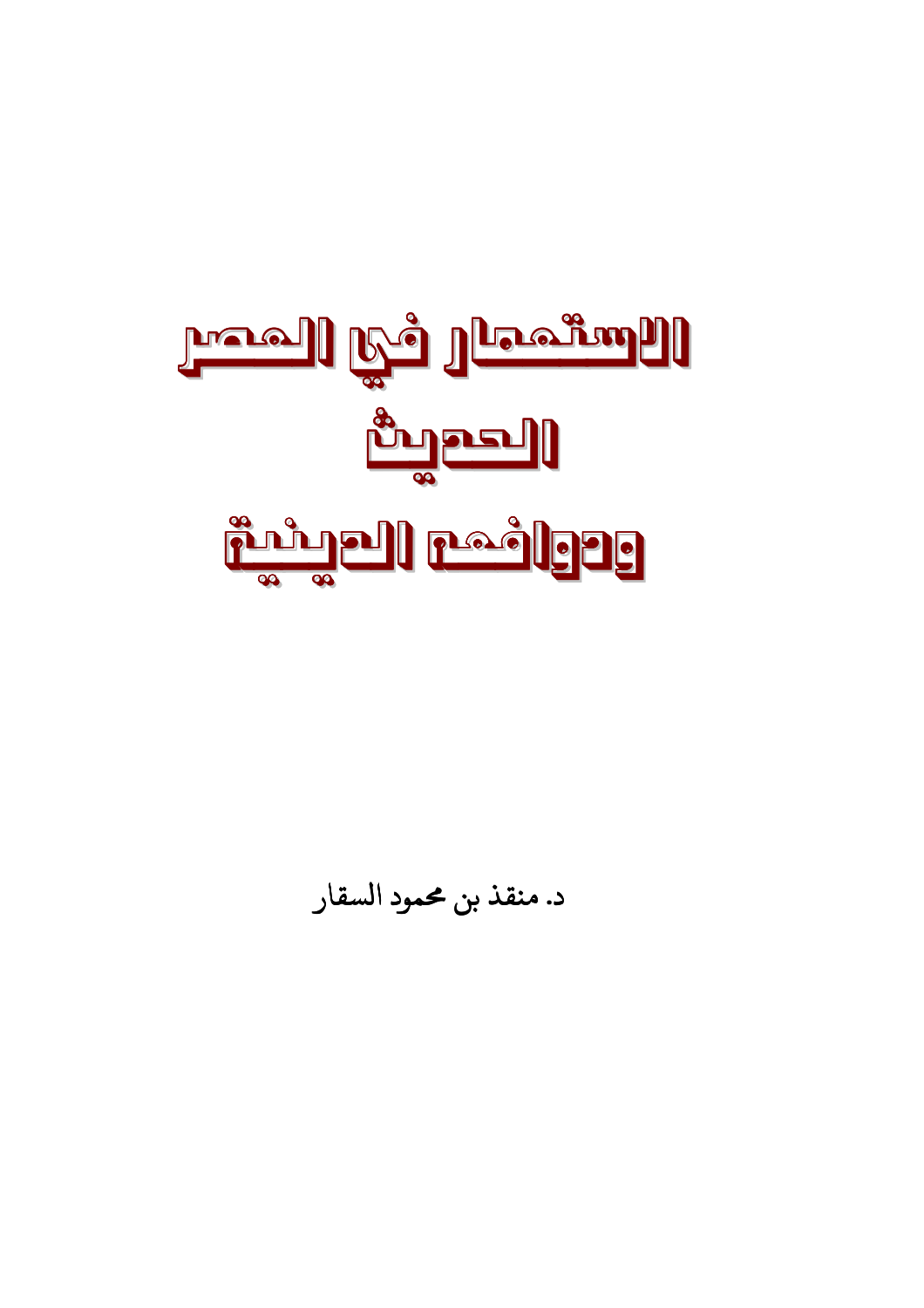# الاستعمار في العصر الحديث ودوافعه الدينية

د. منقذ بن محمود السقار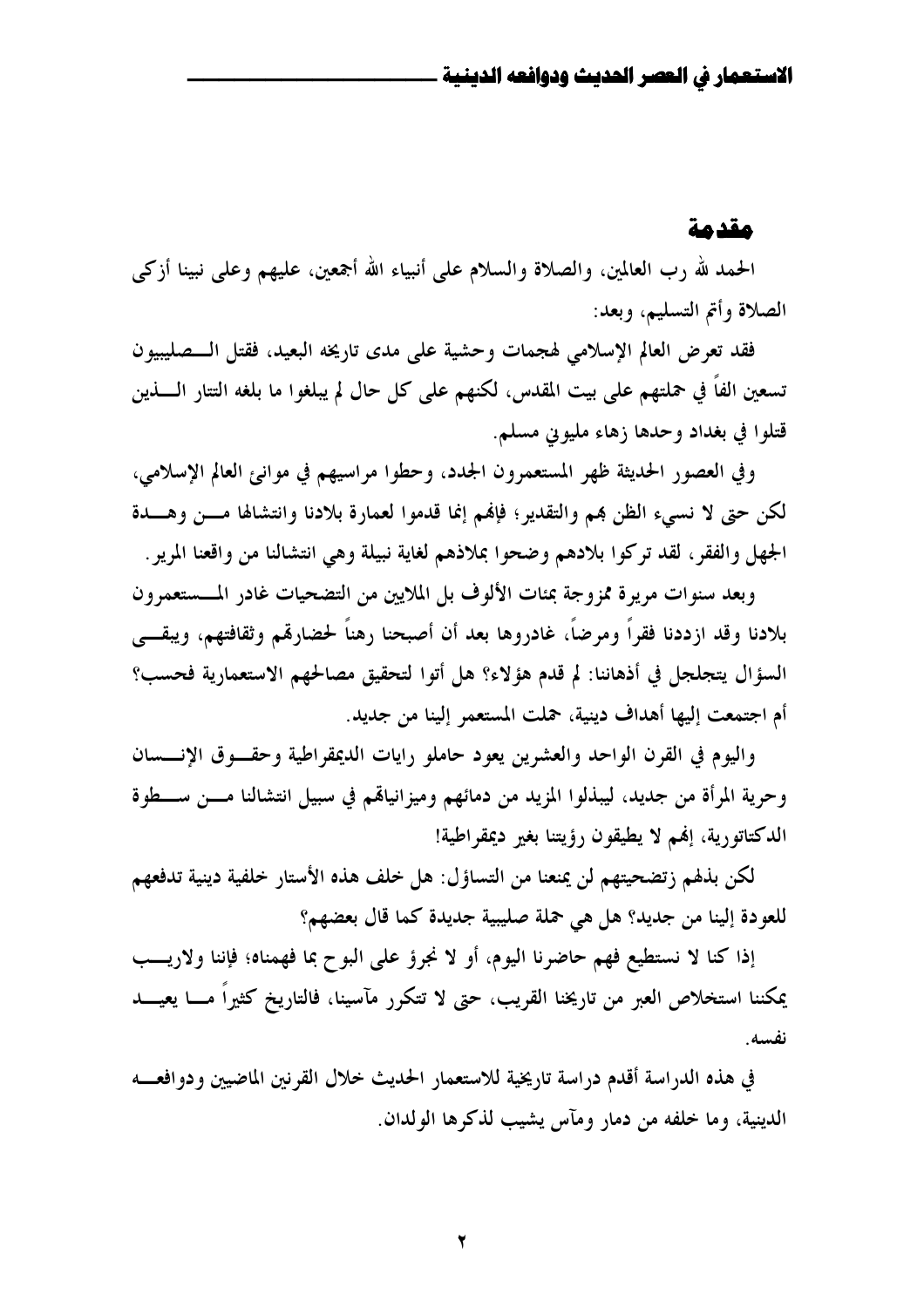## مقدمة

الحمد لله رب العالمين، والصلاة والسلام على أنبياء الله أجمعين، عليهم وعلى نبينا أزكى الصلاة وأتم التسليم، وبعد:

فقد تعرض العالم الإسلامي لهجمات وحشية على مدى تاريخه البعيد، فقتل الصليبيون تسعين الفاً في حملتهم على بيت المقدس، لكنهم على كل حال لم يبلغوا ما بلغه التتار الذين قتلوا في بغداد وحدها زهاء مليوني مسلم.

وفي العصور الحديثة ظهر المستعمرون الجدد، وحطوا مراسيهم في موانئ العالم الإسلامي، لكن حتى لا نسيء الظن بهم والتقدير؛ فإنهم إنما قدموا لعمارة بلادنا وانتشالها من وهدة الجهل والفقر، لقد تركوا بلادهم وضحوا بملاذهم لغاية نبيلة وهي انتشالنا من واقعنا المرير.

وبعد سنوات مريرة ممزوجة بمئات الألوف بل الملايين من التضحيات غادر المستعمرون بلادنا وقد ازددنا فقراً ومرضاً، غادروها بعد أن أصبحنا رهناً لحضارتهم وثقافتهم، ويبقى السؤال يتجلجل في أذهاننا: لم قدم هؤلاء؟ هل أتوا لتحقيق مصالحهم الاستعمارية فحسب؟ أم اجتمعت إليها أهداف دينية، حملت المستعمر إلينا من جديد.

واليوم في القرن الواحد والعشرين يعود حاملو رايات الديمقراطية وحقوق الإنسان وحرية المرأة من جديد، ليبذلوا المزيد من دمائهم وميزانياتهم في سبيل انتشالنا من سطوة الدكتاتورية، إنهم لا يطيقون رؤيتنا بغير ديمقراطية!

لكن بذلهم زتضحيتهم لن يمنعنا من التساؤل: هل خلف هذه الأستار خلفية دينية تدفعهم للعودة إلينا من جديد؟ هل هي حملة صليبية جديدة كما قال بعضهم؟

إذا كنا لا نستطيع فهم حاضرنا اليوم، أو لا نجرؤ على البوح بما فهمناه؛ فإننا ولاريب يمكننا استخلاص العبر من تاريخنا القريب، حتى لا تتكرر مآسينا، فالتاريخ كثيراً ما يعيد نفسه.

في هذه الدراسة أقدم دراسة تاريخية للاستعمار الحديث خلال القرنين الماضيين ودوافعه الدينية، وما خلفه من دمار ومآس يشيب لذكرها الولدان.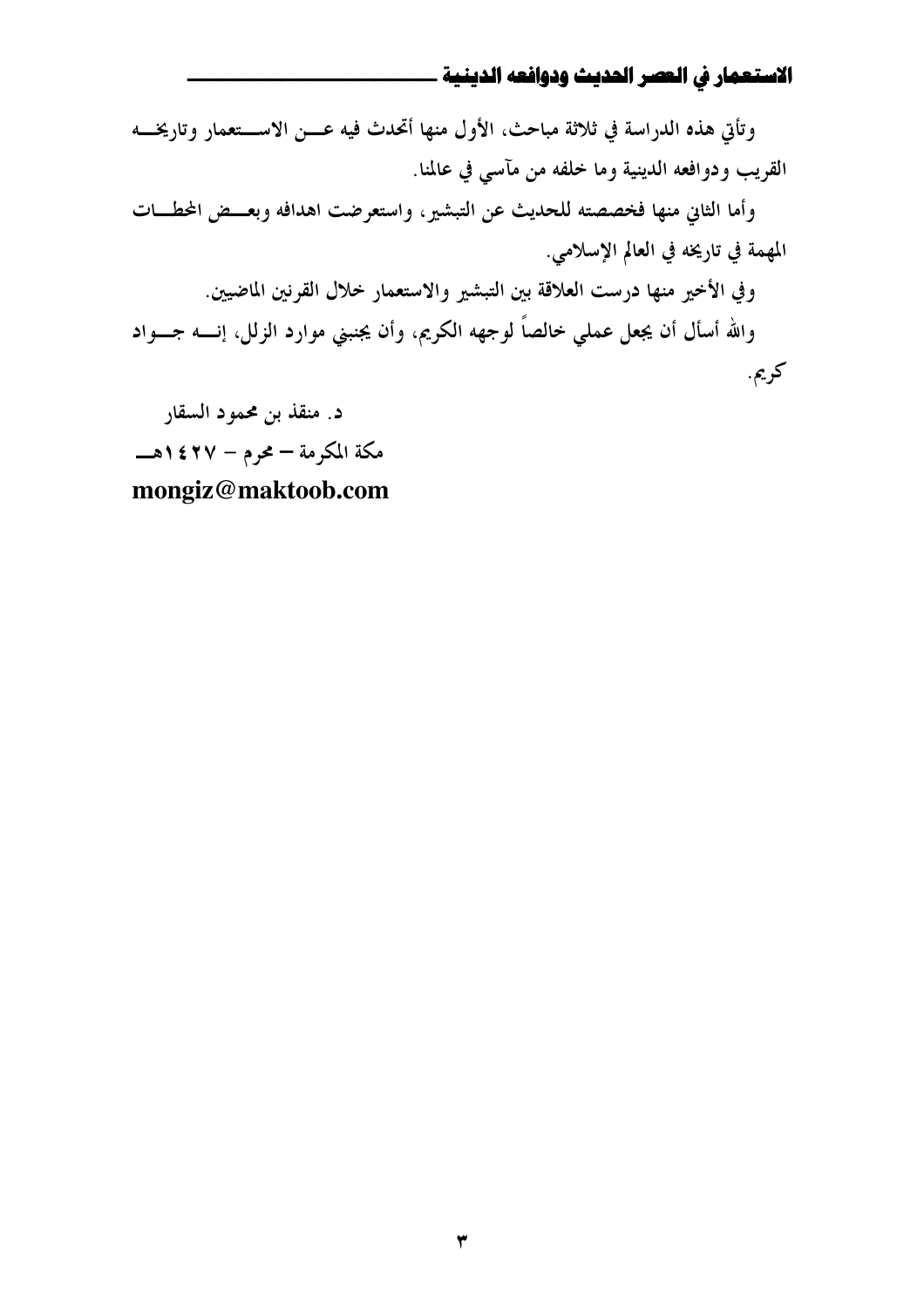وتأتي هذه الدراسة في ثلاثة مباحث، الأول منها أتحدث فيه عن الاستعمار وتاريخه القريب ودوافعه الدينية وما خلفه من مآسي في عالمنا.

وأما الثاني منها فخصصته للحديث عن التبشير، واستعرضت اهدافه وبعض المحطات المهمة في تاريخه في العالم الإسلامي.

وفي الأخير منها درست العلاقة بين التبشير والاستعمار خلال القرنين الماضيين.

والله أسأل أن يجعل عملي خالصاً لوجهه الكريم، وأن يجنبني موارد الزلل، إنه جواد كريم.

**د. منقذ بن محمود السقار**

**مكة المكرمة – محرم – ١٤٢٧هـ**

**mongiz@maktoob.com**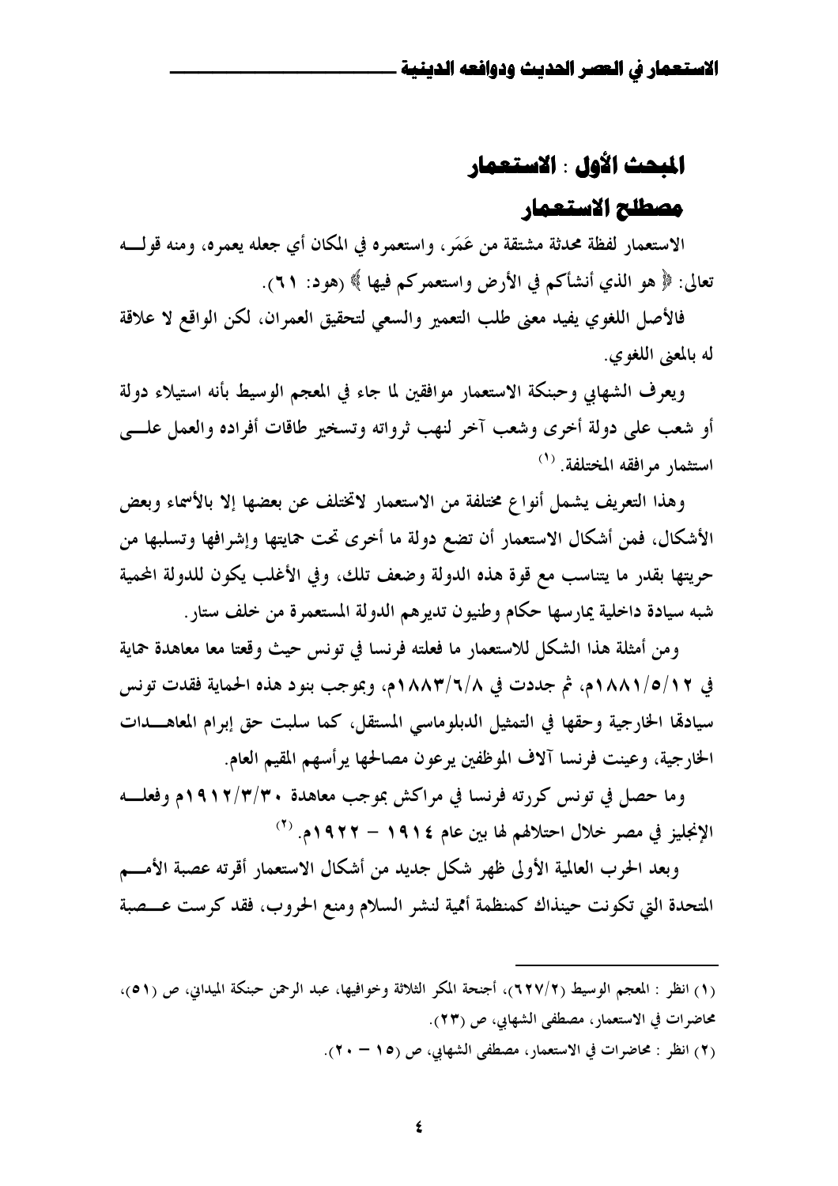## المبحث الأول : الاستعمار

### مصطلح الاستعمار

الاستعمار لفظة محدثة مشتقة من عَمَر، واستعمره في المكان أي جعله يعمره، ومنه قوله تعالى: ﴿ هو الذي أنشأكم في الأرض واستعمركم فيها ﴾ (هود: ٦١).

فالأصل اللغوي يفيد معنى طلب التعمير والسعي لتحقيق العمران، لكن الواقع لا علاقة له بالمعنى اللغوي.

ويعرف الشهابي وحبنكة الاستعمار موافقين لما جاء في المعجم الوسيط بأنه استيلاء دولة أو شعب على دولة أخرى وشعب آخر لنهب ثرواته وتسخير طاقات أفراده والعمل على استثمار مرافقه المختلفة.[(١)]

وهذا التعريف يشمل أنواع مختلفة من الاستعمار لاتختلف عن بعضها إلا بالأسماء وبعض الأشكال، فمن أشكال الاستعمار أن تضع دولة ما أخرى تحت حمايتها وإشرافها وتسلبها من حريتها بقدر ما يتناسب مع قوة هذه الدولة وضعف تلك، وفي الأغلب يكون للدولة المحمية شبه سيادة داخلية يمارسها حكام وطنيون تديرهم الدولة المستعمرة من خلف ستار.

ومن أمثلة هذا الشكل للاستعمار ما فعلته فرنسا في تونس حيث وقعتا معا معاهدة حماية في ١٨٨١/٥/١٢م، ثم جددت في ١٨٨٣/٦/٨م، وبموجب بنود هذه الحماية فقدت تونس سيادتها الخارجية وحقها في التمثيل الدبلوماسي المستقل، كما سلبت حق إبرام المعاهدات الخارجية، وعينت فرنسا آلاف الموظفين يرعون مصالحها يرأسهم المقيم العام.

وما حصل في تونس كررته فرنسا في مراكش بموجب معاهدة ١٩١٢/٣/٣٠م وفعله الإنجليز في مصر خلال احتلالهم لها بين عام ١٩١٤ – ١٩٢٢م.[(٢)]

وبعد الحرب العالمية الأولى ظهر شكل جديد من أشكال الاستعمار أقرته عصبة الأمم المتحدة التي تكونت حينذاك كمنظمة أممية لنشر السلام ومنع الحروب، فقد كرست عصبة

---

(١) انظر : المعجم الوسيط (٦٢٧/٢)، أجنحة المكر الثلاثة وخوافيها، عبد الرحمن حبنكة الميداني، ص (٥١)، محاضرات في الاستعمار، مصطفى الشهابي، ص (٢٣).

(٢) انظر : محاضرات في الاستعمار، مصطفى الشهابي، ص (١٥ – ٢٠).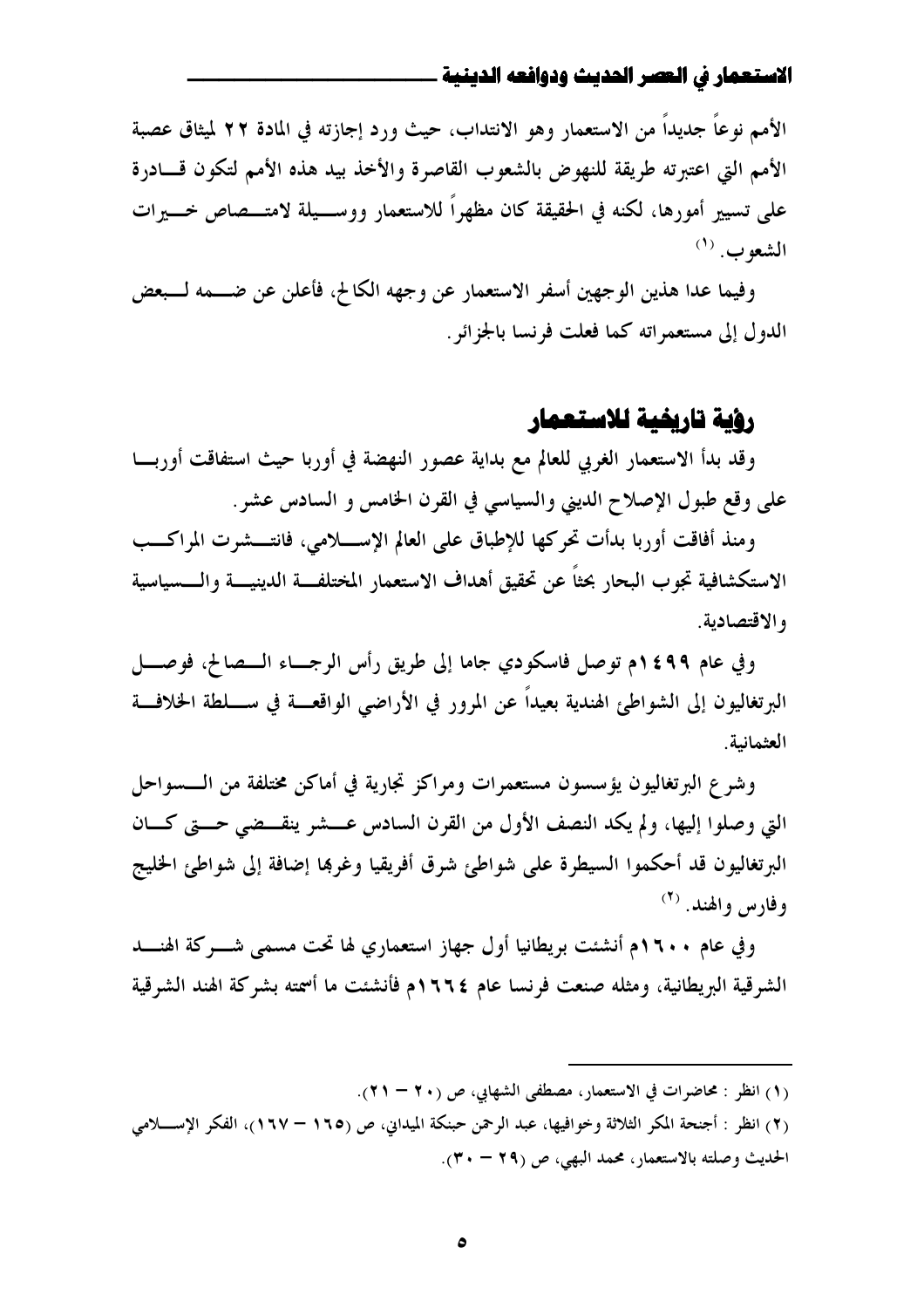الأمم نوعاً جديداً من الاستعمار وهو الانتداب، حيث ورد إجازته في المادة ٢٢ لميثاق عصبة الأمم التي اعتبرته طريقة للنهوض بالشعوب القاصرة والأخذ بيد هذه الأمم لتكون قادرة على تسيير أمورها، لكنه في الحقيقة كان مظهراً للاستعمار ووسيلة لامتصاص خيرات الشعوب.[١]

وفيما عدا هذين الوجهين أسفر الاستعمار عن وجهه الكالح، فأعلن عن ضمه لبعض الدول إلى مستعمراته كما فعلت فرنسا بالجزائر.

## رؤية تاريخية للاستعمار

وقد بدأ الاستعمار الغربي للعالم مع بداية عصور النهضة في أوربا حيث استفاقت أوربا على وقع طبول الإصلاح الديني والسياسي في القرن الخامس و السادس عشر.

ومنذ أفاقت أوربا بدأت تحركها للإطباق على العالم الإسلامي، فانتشرت المراكب الاستكشافية تجوب البحار بحثاً عن تحقيق أهداف الاستعمار المختلفة الدينية والسياسية والاقتصادية.

وفي عام ١٤٩٩م توصل فاسكودي جاما إلى طريق رأس الرجاء الصالح، فوصل البرتغاليون إلى الشواطئ الهندية بعيداً عن المرور في الأراضي الواقعة في سلطة الخلافة العثمانية.

وشرع البرتغاليون يؤسسون مستعمرات ومراكز تجارية في أماكن مختلفة من السواحل التي وصلوا إليها، ولم يكد النصف الأول من القرن السادس عشر ينقضي حتى كان البرتغاليون قد أحكموا السيطرة على شواطئ شرق أفريقيا وغربها إضافة إلى شواطئ الخليج وفارس والهند.[٢]

وفي عام ١٦٠٠م أنشئت بريطانيا أول جهاز استعماري لها تحت مسمى شركة الهند الشرقية البريطانية، ومثله صنعت فرنسا عام ١٦٦٤م فأنشئت ما أسمته بشركة الهند الشرقية

---

(١) انظر : محاضرات في الاستعمار، مصطفى الشهابي، ص (٢٠ – ٢١).

(٢) انظر : أجنحة المكر الثلاثة وخوافيها، عبد الرحمن حبنكة الميداني، ص (١٦٥ – ١٦٧)، الفكر الإسلامي الحديث وصلته بالاستعمار، محمد البهي، ص (٢٩ – ٣٠).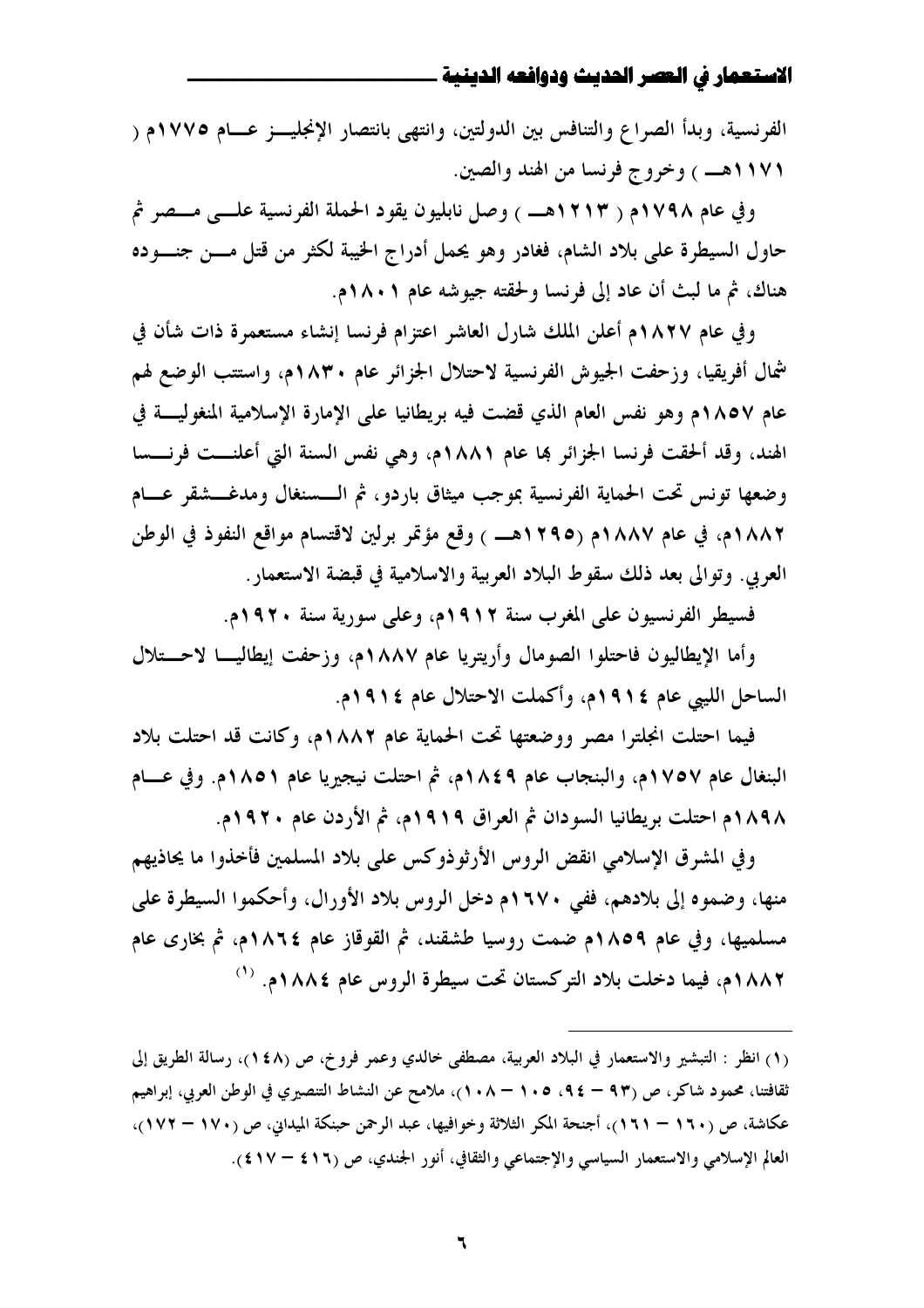الفرنسية، وبدأ الصراع والتنافس بين الدولتين، وانتهى بانتصار الإنجليز عام ١٧٧٥م ( ١١٧١هـ ) وخروج فرنسا من الهند والصين.

وفي عام ١٧٩٨م ( ١٢١٣هـ ) وصل نابليون يقود الحملة الفرنسية على مصر ثم حاول السيطرة على بلاد الشام، فغادر وهو يحمل أدراج الخيبة لكثر من قتل من جنوده هناك، ثم ما لبث أن عاد إلى فرنسا ولحقته جيوشه عام ١٨٠١م.

وفي عام ١٨٢٧م أعلن الملك شارل العاشر اعتزام فرنسا إنشاء مستعمرة ذات شأن في شمال أفريقيا، وزحفت الجيوش الفرنسية لاحتلال الجزائر عام ١٨٣٠م، واستتب الوضع لهم عام ١٨٥٧م وهو نفس العام الذي قضت فيه بريطانيا على الإمارة الإسلامية المنغولية في الهند، وقد ألحقت فرنسا الجزائر بها عام ١٨٨١م، وهي نفس السنة التي أعلنت فرنسا وضعها تونس تحت الحماية الفرنسية بموجب ميثاق باردو، ثم السنغال ومدغشقر عام ١٨٨٢م، في عام ١٨٨٧م (١٢٩٥هـ ) وقع مؤتمر برلين لاقتسام مواقع النفوذ في الوطن العربي. وتوالى بعد ذلك سقوط البلاد العربية والاسلامية في قبضة الاستعمار.

فسيطر الفرنسيون على المغرب سنة ١٩١٢م، وعلى سورية سنة ١٩٢٠م.

وأما الإيطاليون فاحتلوا الصومال وأريتريا عام ١٨٨٧م، وزحفت إيطاليا لاحتلال الساحل الليبي عام ١٩١٤م، وأكملت الاحتلال عام ١٩١٤م.

فيما احتلت انجلترا مصر ووضعتها تحت الحماية عام ١٨٨٢م، وكانت قد احتلت بلاد البنغال عام ١٧٥٧م، والبنجاب عام ١٨٤٩م، ثم احتلت نيجيريا عام ١٨٥١م. وفي عام ١٨٩٨م احتلت بريطانيا السودان ثم العراق ١٩١٩م، ثم الأردن عام ١٩٢٠م.

وفي المشرق الإسلامي انقض الروس الأرثوذوكس على بلاد المسلمين فأخذوا ما يحاذيهم منها، وضموه إلى بلادهم، ففي ١٦٧٠م دخل الروس بلاد الأورال، وأحكموا السيطرة على مسلميها، وفي عام ١٨٥٩م ضمت روسيا طشقند، ثم القوقاز عام ١٨٦٤م، ثم بخارى عام ١٨٨٢م، فيما دخلت بلاد التركستان تحت سيطرة الروس عام ١٨٨٤م. (١)

---

(١) انظر : التبشير والاستعمار في البلاد العربية، مصطفى خالدي وعمر فروخ، ص (١٤٨)، رسالة الطريق إلى ثقافتنا، محمود شاكر، ص (٩٣ – ٩٤، ١٠٥ – ١٠٨)، ملامح عن النشاط التنصيري في الوطن العربي، إبراهيم عكاشة، ص (١٦٠ – ١٦١)، أجنحة المكر الثلاثة وخوافيها، عبد الرحمن حبنكة الميداني، ص (١٧٠ – ١٧٢)، العالم الإسلامي والاستعمار السياسي والإجتماعي والثقافي، أنور الجندي، ص (٤١٦ – ٤١٧).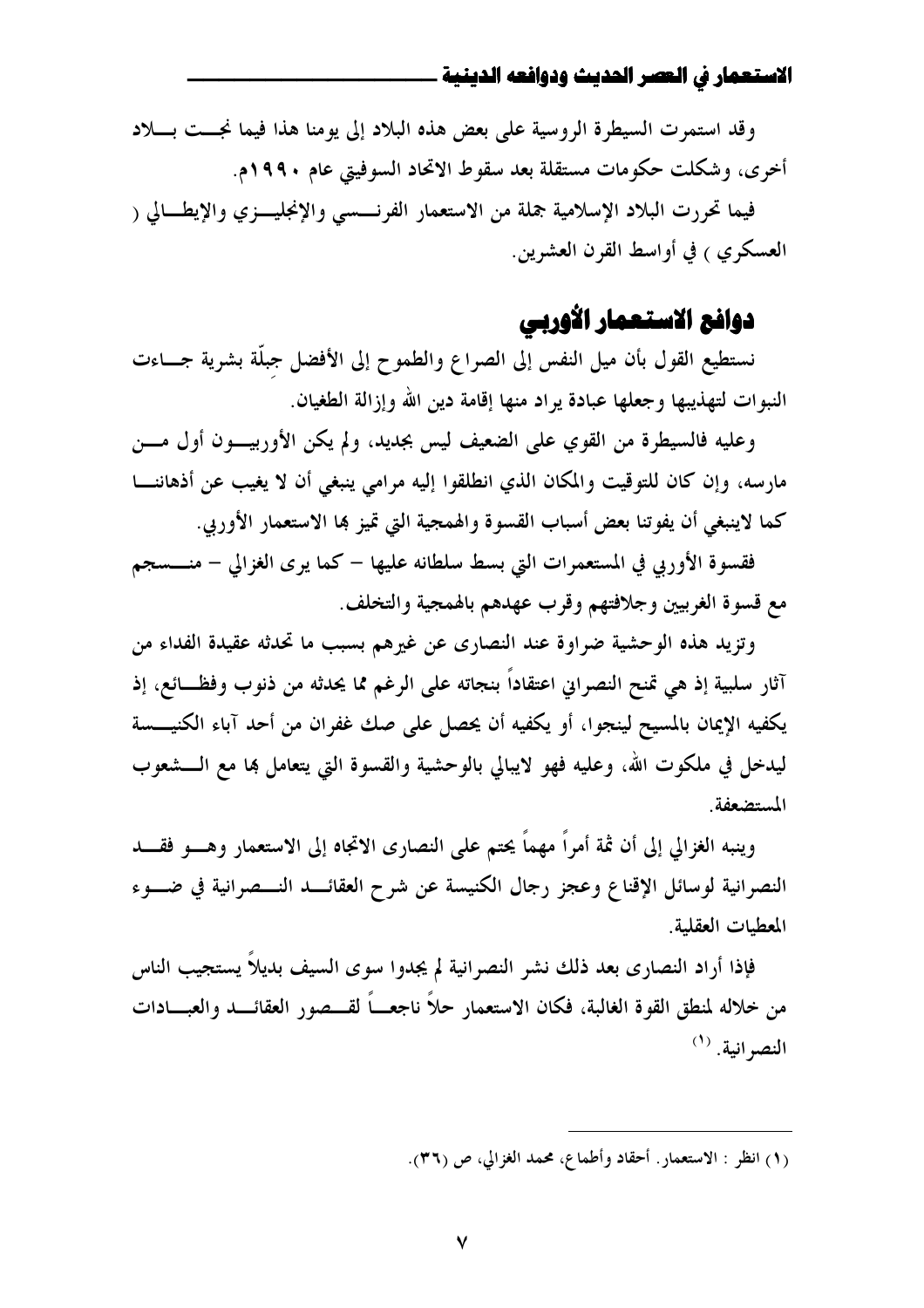وقد استمرت السيطرة الروسية على بعض هذه البلاد إلى يومنا هذا فيما نجـت بـلاد أخرى، وشكلت حكومات مستقلة بعد سقوط الاتحاد السوفيتي عام ١٩٩٠م.

فيما تحررت البلاد الإسلامية جملة من الاستعمار الفرنسـي والإنجليـزي والإيطـالي ( العسكري ) في أواسط القرن العشرين.

## دوافع الاستعمار الأوربي

نستطيع القول بأن ميل النفس إلى الصراع والطموح إلى الأفضل جبِلّة بشرية جـاءت النبوات لتهذيبها وجعلها عبادة يراد منها إقامة دين الله وإزالة الطغيان.

وعليه فالسيطرة من القوي على الضعيف ليس بجديد، ولم يكن الأوربيـون أول مـن مارسه، وإن كان للتوقيت والمكان الذي انطلقوا إليه مرامي ينبغي أن لا يغيب عن أذهاننـا كما لاينبغي أن يفوتنا بعض أسباب القسوة والهمجية التي تميز بها الاستعمار الأوربي.

فقسوة الأوربي في المستعمرات التي بسط سلطانه عليها – كما يرى الغزالي – منـسجم مع قسوة الغربيين وجلافتهم وقرب عهدهم بالهمجية والتخلف.

وتزيد هذه الوحشية ضراوة عند النصارى عن غيرهم بسبب ما تحدثه عقيدة الفداء من آثار سلبية إذ هي تمنح النصراني اعتقاداً بنجاته على الرغم مما يحدثه من ذنوب وفظـائع، إذ يكفيه الإيمان بالمسيح لينجوا، أو يكفيه أن يحصل على صك غفران من أحد آباء الكنيـسة ليدخل في ملكوت الله، وعليه فهو لايبالي بالوحشية والقسوة التي يتعامل بها مع الـشعوب المستضعفة.

وينبه الغزالي إلى أن ثمة أمراً مهماً يحتم على النصارى الاتجاه إلى الاستعمار وهـو فقـد النصرانية لوسائل الإقناع وعجز رجال الكنيسة عن شرح العقائـد النـصرانية في ضـوء المعطيات العقلية.

فإذا أراد النصارى بعد ذلك نشر النصرانية لم يجدوا سوى السيف بديلاً يستجيب الناس من خلاله لمنطق القوة الغالبة، فكان الاستعمار حلاً ناجعـاً لقـصور العقائـد والعبـادات النصرانية. [1]

---

(١) انظر : الاستعمار. أحقاد وأطماع، محمد الغزالي، ص (٣٦).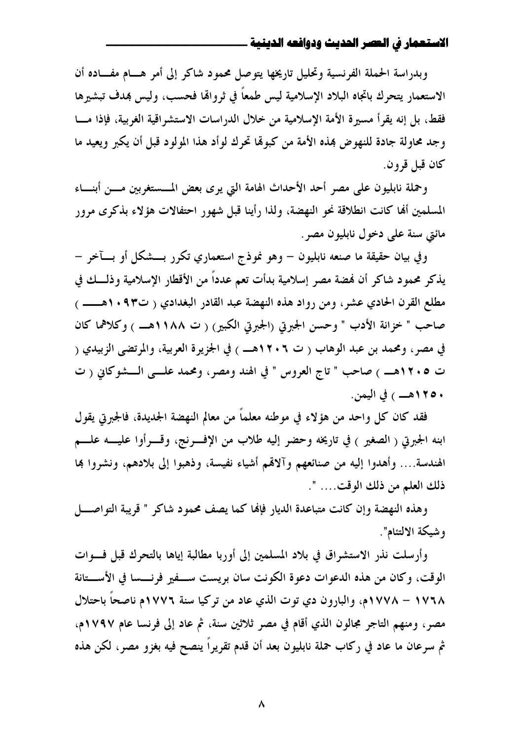وبدراسة الحملة الفرنسية وتحليل تاريخها يتوصل محمود شاكر إلى أمر هام مفاده أن الاستعمار يتحرك باتجاه البلاد الإسلامية ليس طمعاً في ثرواتها فحسب، وليس بهدف تبشيرها فقط، بل إنه يقرأ مسيرة الأمة الإسلامية من خلال الدراسات الاستشراقية الغربية، فإذا ما وجد محاولة جادة للنهوض بهذه الأمة من كبوتها تحرك لوأد هذا المولود قبل أن يكبر ويعيد ما كان قبل قرون.

وحملة نابليون على مصر أحد الأحداث الهامة التي يرى بعض المستغربين من أبناء المسلمين أنها كانت انطلاقة نحو النهضة، ولذا رأينا قبل شهور احتفالات هؤلاء بذكرى مرور مائتي سنة على دخول نابليون مصر.

وفي بيان حقيقة ما صنعه نابليون – وهو نموذج استعماري تكرر بشكل أو بآخر – يذكر محمود شاكر أن نهضة مصر إسلامية بدأت تعم عدداً من الأقطار الإسلامية وذلك في مطلع القرن الحادي عشر، ومن رواد هذه النهضة عبد القادر البغدادي ( ت١٠٩٣هـ ) صاحب " خزانة الأدب " وحسن الجبرتي (الجبرتي الكبير) ( ت ١١٨٨هـ ) وكلاهما كان في مصر، ومحمد بن عبد الوهاب ( ت ١٢٠٦هـ ) في الجزيرة العربية، والمرتضى الزبيدي ( ت ١٢٠٥هـ ) صاحب " تاج العروس " في الهند ومصر، ومحمد علي الشوكاني ( ت ١٢٥٠هـ ) في اليمن.

فقد كان كل واحد من هؤلاء في موطنه معلماً من معالم النهضة الجديدة، فالجبرتي يقول ابنه الجبرتي ( الصغير ) في تاريخه وحضر إليه طلاب من الإفرنج، وقرأوا عليه علم الهندسة.... وأهدوا إليه من صنائعهم وآلاتهم أشياء نفيسة، وذهبوا إلى بلادهم، ونشروا بها ذلك العلم من ذلك الوقت.... ".

وهذه النهضة وإن كانت متباعدة الديار فإنها كما يصف محمود شاكر " قريبة التواصل وشيكة الالتئام".

وأرسلت نذر الاستشراق في بلاد المسلمين إلى أوربا مطالبة إياها بالتحرك قبل فوات الوقت، وكان من هذه الدعوات دعوة الكونت سان بريست سفير فرنسا في الأستانة ١٧٦٨ – ١٧٧٨م، والبارون دي توت الذي عاد من تركيا سنة ١٧٧٦م ناصحاً باحتلال مصر، ومنهم التاجر مجالون الذي أقام في مصر ثلاثين سنة، ثم عاد إلى فرنسا عام ١٧٩٧م، ثم سرعان ما عاد في ركاب حملة نابليون بعد أن قدم تقريراً ينصح فيه بغزو مصر، لكن هذه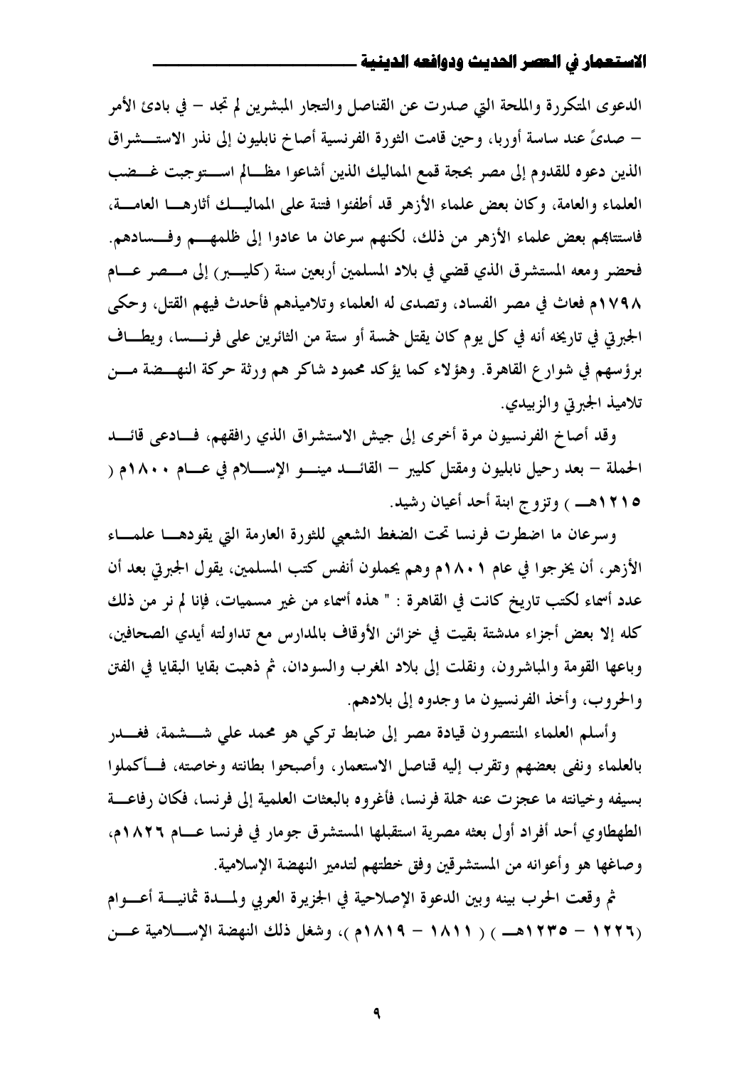الدعوى المتكررة والملحة التي صدرت عن القناصل والتجار المبشرين لم تجد – في بادئ الأمر – صدىً عند ساسة أوربا، وحين قامت الثورة الفرنسية أصاخ نابليون إلى نذر الاستشراق الذين دعوه للقدوم إلى مصر بحجة قمع المماليك الذين أشاعوا مظالم استوجبت غضب العلماء والعامة، وكان بعض علماء الأزهر قد أطفئوا فتنة على المماليك أثارها العامة، فاستتابهم بعض علماء الأزهر من ذلك، لكنهم سرعان ما عادوا إلى ظلمهم وفسادهم. فحضر ومعه المستشرق الذي قضي في بلاد المسلمين أربعين سنة (كليبر) إلى مصر عام ١٧٩٨م فعاث في مصر الفساد، وتصدى له العلماء وتلاميذهم فأحدث فيهم القتل، وحكى الجبرتي في تاريخه أنه في كل يوم كان يقتل خمسة أو ستة من الثائرين على فرنسا، ويطاف برؤسهم في شوارع القاهرة. وهؤلاء كما يؤكد محمود شاكر هم ورثة حركة النهضة من تلاميذ الجبرتي والزبيدي.

وقد أصاخ الفرنسيون مرة أخرى إلى جيش الاستشراق الذي رافقهم، فادعى قائد الحملة – بعد رحيل نابليون ومقتل كليبر – القائد مينو الإسلام في عام ١٨٠٠م ( ١٢١٥هـ ) وتزوج ابنة أحد أعيان رشيد.

وسرعان ما اضطرت فرنسا تحت الضغط الشعبي للثورة العارمة التي يقودها علماء الأزهر، أن يخرجوا في عام ١٨٠١م وهم يحملون أنفس كتب المسلمين، يقول الجبرتي بعد أن عدد أسماء لكتب تاريخ كانت في القاهرة : " هذه أسماء من غير مسميات، فإنا لم نر من ذلك كله إلا بعض أجزاء مدشتة بقيت في خزائن الأوقاف بالمدارس مع تداولته أيدي الصحافين، وباعها القومة والمباشرون، ونقلت إلى بلاد المغرب والسودان، ثم ذهبت بقايا البقايا في الفتن والحروب، وأخذ الفرنسيون ما وجدوه إلى بلادهم.

وأسلم العلماء المنتصرون قيادة مصر إلى ضابط تركي هو محمد علي ششمة، فغدر بالعلماء ونفى بعضهم وتقرب إليه قناصل الاستعمار، وأصبحوا بطانته وخاصته، فأكملوا بسيفه وخيانته ما عجزت عنه حملة فرنسا، فأغروه بالبعثات العلمية إلى فرنسا، فكان رفاعة الطهطاوي أحد أفراد أول بعثه مصرية استقبلها المستشرق جومار في فرنسا عام ١٨٢٦م، وصاغها هو وأعوانه من المستشرقين وفق خطتهم لتدمير النهضة الإسلامية.

ثم وقعت الحرب بينه وبين الدعوة الإصلاحية في الجزيرة العربي ولمدة ثمانية أعوام (١٢٢٦ – ١٢٣٥هـ ) ( ١٨١١ – ١٨١٩م )، وشغل ذلك النهضة الإسلامية عن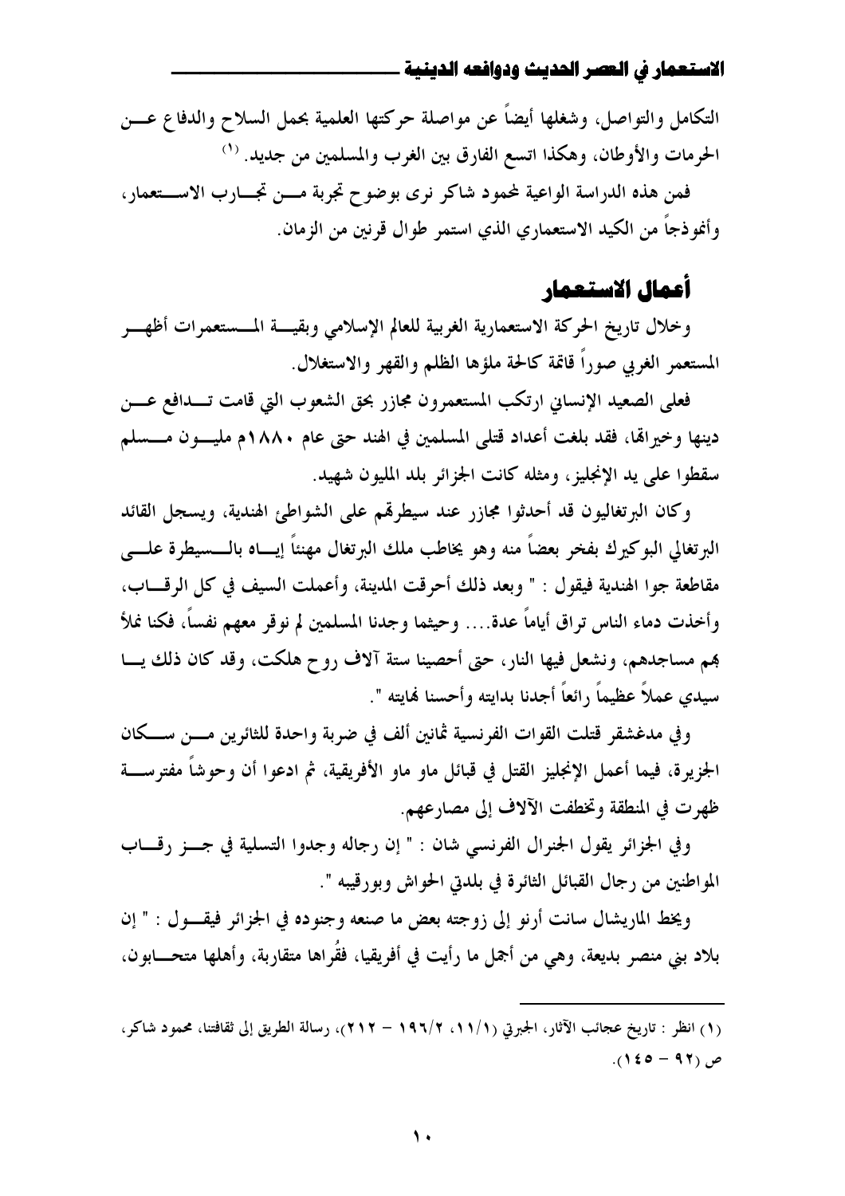التكامل والتواصل، وشغلها أيضاً عن مواصلة حركتها العلمية بحمل السلاح والدفاع عن الحرمات والأوطان، وهكذا اتسع الفارق بين الغرب والمسلمين من جديد. [(1)]

فمن هذه الدراسة الواعية لمحمود شاكر نرى بوضوح تجربة من تجارب الاستعمار، وأنموذجاً من الكيد الاستعماري الذي استمر طوال قرنين من الزمان.

## أعمال الاستعمار

وخلال تاريخ الحركة الاستعمارية الغربية للعالم الإسلامي وبقية المستعمرات أظهر المستعمر الغربي صوراً قاتمة كالحة ملؤها الظلم والقهر والاستغلال.

فعلى الصعيد الإنساني ارتكب المستعمرون مجازر بحق الشعوب التي قامت تدافع عن دينها وخيراتها، فقد بلغت أعداد قتلى المسلمين في الهند حتى عام ١٨٨٠م مليون مسلم سقطوا على يد الإنجليز، ومثله كانت الجزائر بلد المليون شهيد.

وكان البرتغاليون قد أحدثوا مجازر عند سيطرتهم على الشواطئ الهندية، ويسجل القائد البرتغالي البوكيرك بفخر بعضاً منه وهو يخاطب ملك البرتغال مهنئاً إياه بالسيطرة على مقاطعة جوا الهندية فيقول : " وبعد ذلك أحرقت المدينة، وأعملت السيف في كل الرقاب، وأخذت دماء الناس تراق أياماً عدة.... وحيثما وجدنا المسلمين لم نوقر معهم نفساً، فكنا نملأ بهم مساجدهم، ونشعل فيها النار، حتى أحصينا ستة آلاف روح هلكت، وقد كان ذلك يا سيدي عملاً عظيماً رائعاً أجدنا بدايته وأحسنا نهايته ".

وفي مدغشقر قتلت القوات الفرنسية ثمانين ألف في ضربة واحدة للثائرين من سكان الجزيرة، فيما أعمل الإنجليز القتل في قبائل ماو ماو الأفريقية، ثم ادعوا أن وحوشاً مفترسة ظهرت في المنطقة وتخطفت الآلاف إلى مصارعهم.

وفي الجزائر يقول الجنرال الفرنسي شان : " إن رجاله وجدوا التسلية في جز رقاب المواطنين من رجال القبائل الثائرة في بلدتي الحواش وبورقيبه ".

ويخط الماريشال سانت أرنو إلى زوجته بعض ما صنعه وجنوده في الجزائر فيقول : " إن بلاد بني منصر بديعة، وهي من أجمل ما رأيت في أفريقيا، فقُراها متقاربة، وأهلها متحابون،

---

(1) انظر : تاريخ عجائب الآثار، الجبرتي (١١/١، ١٩٦/٢ – ٢١٢)، رسالة الطريق إلى ثقافتنا، محمود شاكر، ص (٩٢ – ١٤٥).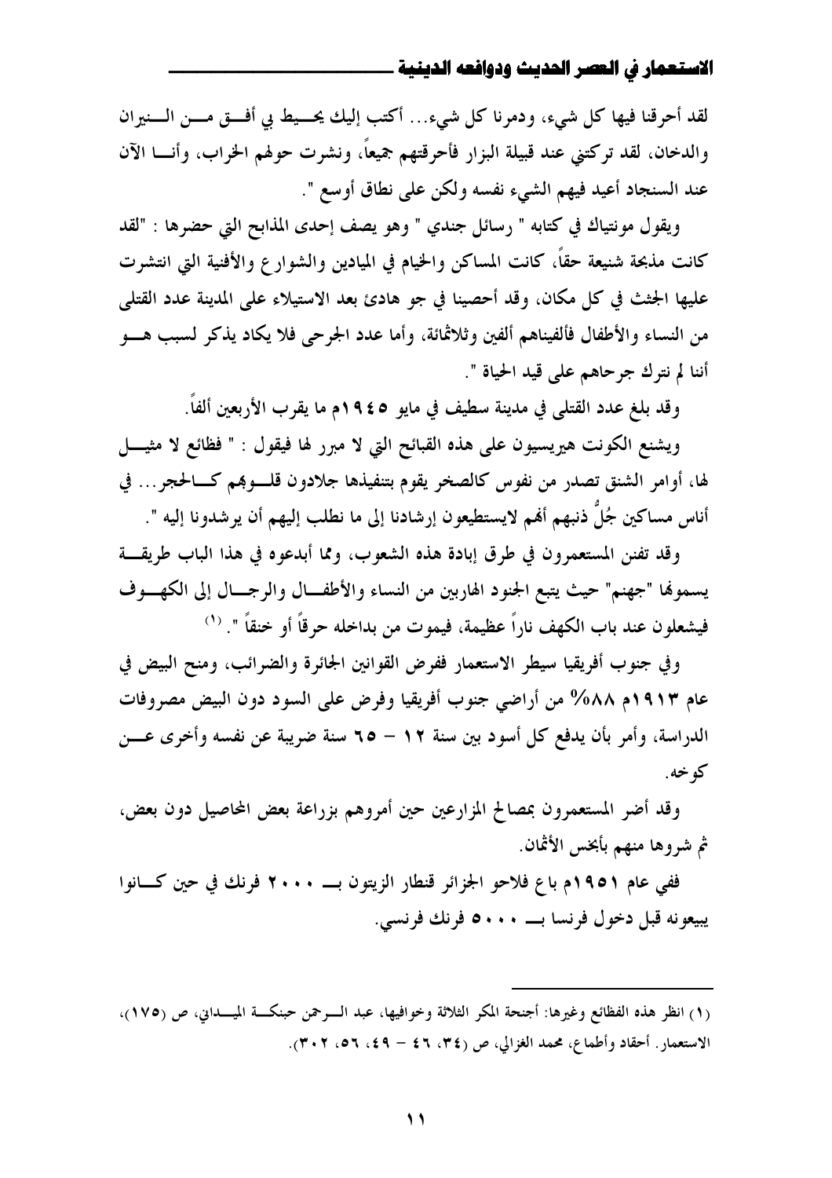لقد أحرقنا فيها كل شيء، ودمرنا كل شيء... أكتب إليك يحيط بي أفق من النيران والدخان، لقد تركتني عند قبيلة البزار فأحرقتهم جميعاً، ونشرت حولهم الخراب، وأنا الآن عند السنجاد أعيد فيهم الشيء نفسه ولكن على نطاق أوسع ".

ويقول مونتياك في كتابه " رسائل جندي " وهو يصف إحدى المذابح التي حضرها : "لقد كانت مذبحة شنيعة حقاً، كانت المساكن والخيام في الميادين والشوارع والأفنية التي انتشرت عليها الجثث في كل مكان، وقد أحصينا في جو هادئ بعد الاستيلاء على المدينة عدد القتلى من النساء والأطفال فألفيناهم ألفين وثلاثمائة، وأما عدد الجرحى فلا يكاد يذكر لسبب هو أننا لم نترك جرحاهم على قيد الحياة ".

وقد بلغ عدد القتلى في مدينة سطيف في مايو ١٩٤٥م ما يقرب الأربعين ألفاً.

ويشنع الكونت هيريسيون على هذه القبائح التي لا مبرر لها فيقول : " فظائع لا مثيل لها، أوامر الشنق تصدر من نفوس كالصخر يقوم بتنفيذها جلادون قلوبهم كالحجر... في أناس مساكين جُلُّ ذنبهم أنهم لايستطيعون إرشادنا إلى ما نطلب إليهم أن يرشدونا إليه ".

وقد تفنن المستعمرون في طرق إبادة هذه الشعوب، ومما أبدعوه في هذا الباب طريقة يسمونها "جهنم" حيث يتبع الجنود الهاربين من النساء والأطفال والرجال إلى الكهوف فيشعلون عند باب الكهف ناراً عظيمة، فيموت من بداخله حرقاً أو خنقاً ". [(١)]

وفي جنوب أفريقيا سيطر الاستعمار ففرض القوانين الجائرة والضرائب، ومنح البيض في عام ١٩١٣م ٨٨% من أراضي جنوب أفريقيا وفرض على السود دون البيض مصروفات الدراسة، وأمر بأن يدفع كل أسود بين سنة ١٢ – ٦٥ سنة ضريبة عن نفسه وأخرى عن كوخه.

وقد أضر المستعمرون بمصالح المزارعين حين أمروهم بزراعة بعض المحاصيل دون بعض، ثم شروها منهم بأبخس الأثمان.

ففي عام ١٩٥١م باع فلاحو الجزائر قنطار الزيتون بـ ٢٠٠٠ فرنك في حين كانوا يبيعونه قبل دخول فرنسا بـ ٥٠٠٠ فرنك فرنسي.

---

(١) انظر هذه الفظائع وغيرها: أجنحة المكر الثلاثة وخوافيها، عبد الرحمن حبنكة الميداني، ص (١٧٥)، الاستعمار. أحقاد وأطماع، محمد الغزالي، ص (٣٤، ٤٦ – ٤٩، ٥٦، ٣٠٢).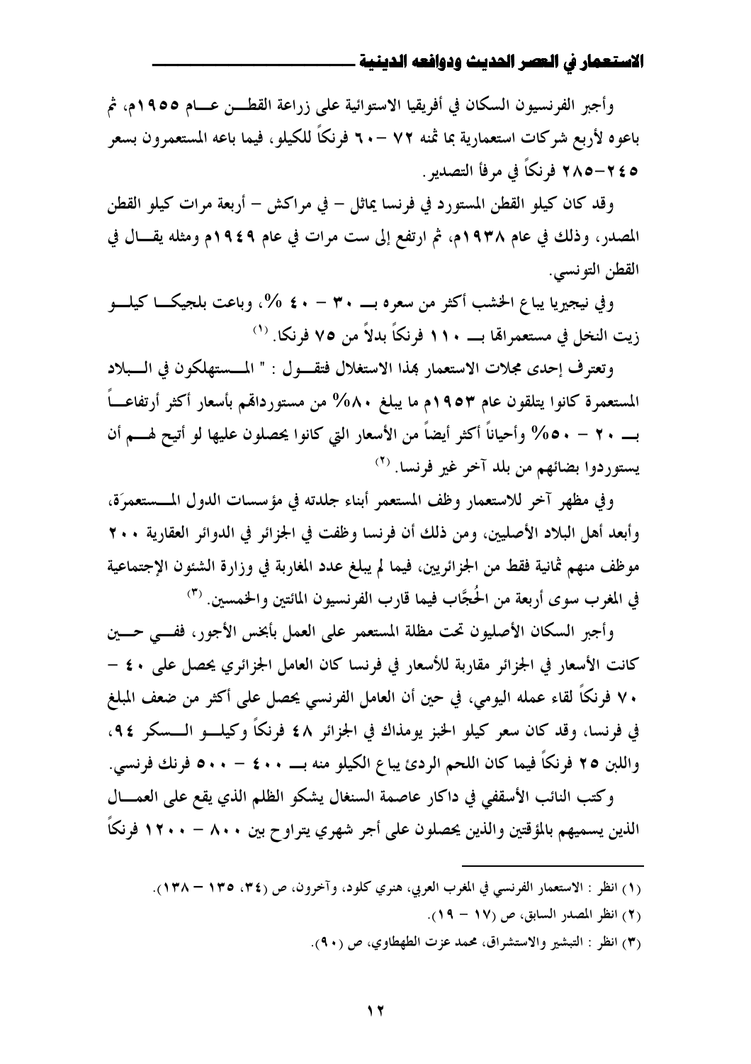وأجبر الفرنسيون السكان في أفريقيا الاستوائية على زراعة القطن عام ١٩٥٥م، ثم باعوه لأربع شركات استعمارية بما ثمنه ٧٢ –٦٠ فرنكاً للكيلو، فيما باعه المستعمرون بسعر ٢٤٥–٢٨٥ فرنكاً في مرفأ التصدير.

وقد كان كيلو القطن المستورد في فرنسا يماثل – في مراكش – أربعة مرات كيلو القطن المصدر، وذلك في عام ١٩٣٨م، ثم ارتفع إلى ست مرات في عام ١٩٤٩م ومثله يقال في القطن التونسي.

وفي نيجيريا يباع الخشب أكثر من سعره بـ ٣٠ – ٤٠ %، وباعت بلجيكا كيلو زيت النخل في مستعمراتها بـ ١١٠ فرنكاً بدلاً من ٧٥ فرنكا. [١]

وتعترف إحدى مجلات الاستعمار بهذا الاستغلال فتقول : " المستهلكون في البلاد المستعمرة كانوا يتلقون عام ١٩٥٣م ما يبلغ ٨٠% من مستورداتهم بأسعار أكثر أرتفاعاً بـ ٢٠ – ٥٠% وأحياناً أكثر أيضاً من الأسعار التي كانوا يحصلون عليها لو أتيح لهم أن يستوردوا بضائهم من بلد آخر غير فرنسا. [٢]

وفي مظهر آخر للاستعمار وظف المستعمر أبناء جلدته في مؤسسات الدول المستعمَرة، وأبعد أهل البلاد الأصليين، ومن ذلك أن فرنسا وظفت في الجزائر في الدوائر العقارية ٢٠٠ موظف منهم ثمانية فقط من الجزائريين، فيما لم يبلغ عدد المغاربة في وزارة الشئون الإجتماعية في المغرب سوى أربعة من الحُجَّاب فيما قارب الفرنسيون المائتين والخمسين. [٣]

وأجبر السكان الأصليون تحت مظلة المستعمر على العمل بأبخس الأجور، ففي حين كانت الأسعار في الجزائر مقاربة للأسعار في فرنسا كان العامل الجزائري يحصل على ٤٠ – ٧٠ فرنكاً لقاء عمله اليومي، في حين أن العامل الفرنسي يحصل على أكثر من ضعف المبلغ في فرنسا، وقد كان سعر كيلو الخبز يومذاك في الجزائر ٤٨ فرنكاً وكيلو السكر ٩٤، واللبن ٢٥ فرنكاً فيما كان اللحم الردئ يباع الكيلو منه بـ ٤٠٠ – ٥٠٠ فرنك فرنسي.

وكتب النائب الأسقفي في داكار عاصمة السنغال يشكو الظلم الذي يقع على العمال الذين يسميهم بالمؤقتين والذين يحصلون على أجر شهري يتراوح بين ٨٠٠ – ١٢٠٠ فرنكاً

---

(١) انظر : الاستعمار الفرنسي في المغرب العربي، هنري كلود، وآخرون، ص (٣٤، ١٣٥ – ١٣٨).

(٢) انظر المصدر السابق، ص (١٧ – ١٩).

(٣) انظر : التبشير والاستشراق، محمد عزت الطهطاوي، ص (٩٠).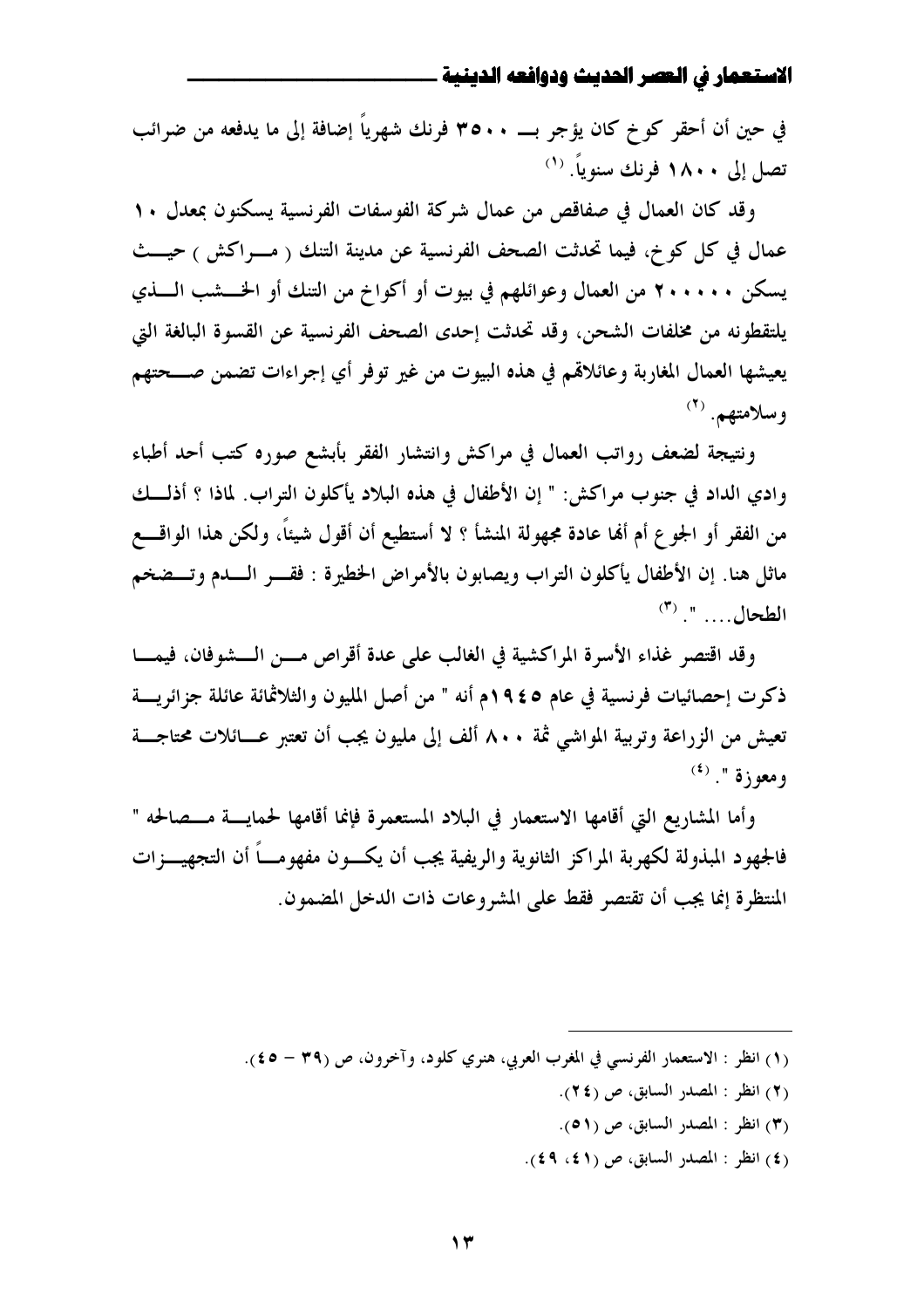في حين أن أحقر كوخ كان يؤجر بـــ ٣٥٠٠ فرنك شهرياً إضافة إلى ما يدفعه من ضرائب تصل إلى ١٨٠٠ فرنك سنوياً. [١]

وقد كان العمال في صفاقص من عمال شركة الفوسفات الفرنسية يسكنون بمعدل ١٠ عمال في كل كوخ، فيما تحدثت الصحف الفرنسية عن مدينة التنك ( مـــراكش ) حيـــث يسكن ٢٠٠٠٠٠ من العمال وعوائلهم في بيوت أو أكواخ من التنك أو الخـــشب الـــذي يلتقطونه من مخلفات الشحن، وقد تحدثت إحدى الصحف الفرنسية عن القسوة البالغة التي يعيشها العمال المغاربة وعائلاتهم في هذه البيوت من غير توفر أي إجراءات تضمن صـــحتهم وسلامتهم. [٢]

ونتيجة لضعف رواتب العمال في مراكش وانتشار الفقر بأبشع صوره كتب أحد أطباء وادي الداد في جنوب مراكش: " إن الأطفال في هذه البلاد يأكلون التراب. لماذا ؟ أذلـــك من الفقر أو الجوع أم أنها عادة مجهولة المنشأ ؟ لا أستطيع أن أقول شيئاً، ولكن هذا الواقـــع ماثل هنا. إن الأطفال يأكلون التراب ويصابون بالأمراض الخطيرة : فقـــر الـــدم وتـــضخم الطحال.... ". [٣]

وقد اقتصر غذاء الأسرة المراكشية في الغالب على عدة أقراص مـــن الـــشوفان، فيمـــا ذكرت إحصائيات فرنسية في عام ١٩٤٥م أنه " من أصل المليون والثلاثمائة عائلة جزائريـــة تعيش من الزراعة وتربية المواشي ثمة ٨٠٠ ألف إلى مليون يجب أن تعتبر عـــائلات محتاجـــة ومعوزة ". [٤]

وأما المشاريع التي أقامها الاستعمار في البلاد المستعمرة فإنما أقامها لحمايـــة مـــصالحه " فالجهود المبذولة لكهربة المراكز الثانوية والريفية يجب أن يكـــون مفهومـــاً أن التجهيـــزات المنتظرة إنما يجب أن تقتصر فقط على المشروعات ذات الدخل المضمون.

---

(١) انظر : الاستعمار الفرنسي في المغرب العربي، هنري كلود، وآخرون، ص (٣٩ – ٤٥).

(٢) انظر : المصدر السابق، ص (٢٤).

(٣) انظر : المصدر السابق، ص (٥١).

(٤) انظر : المصدر السابق، ص (٤١، ٤٩).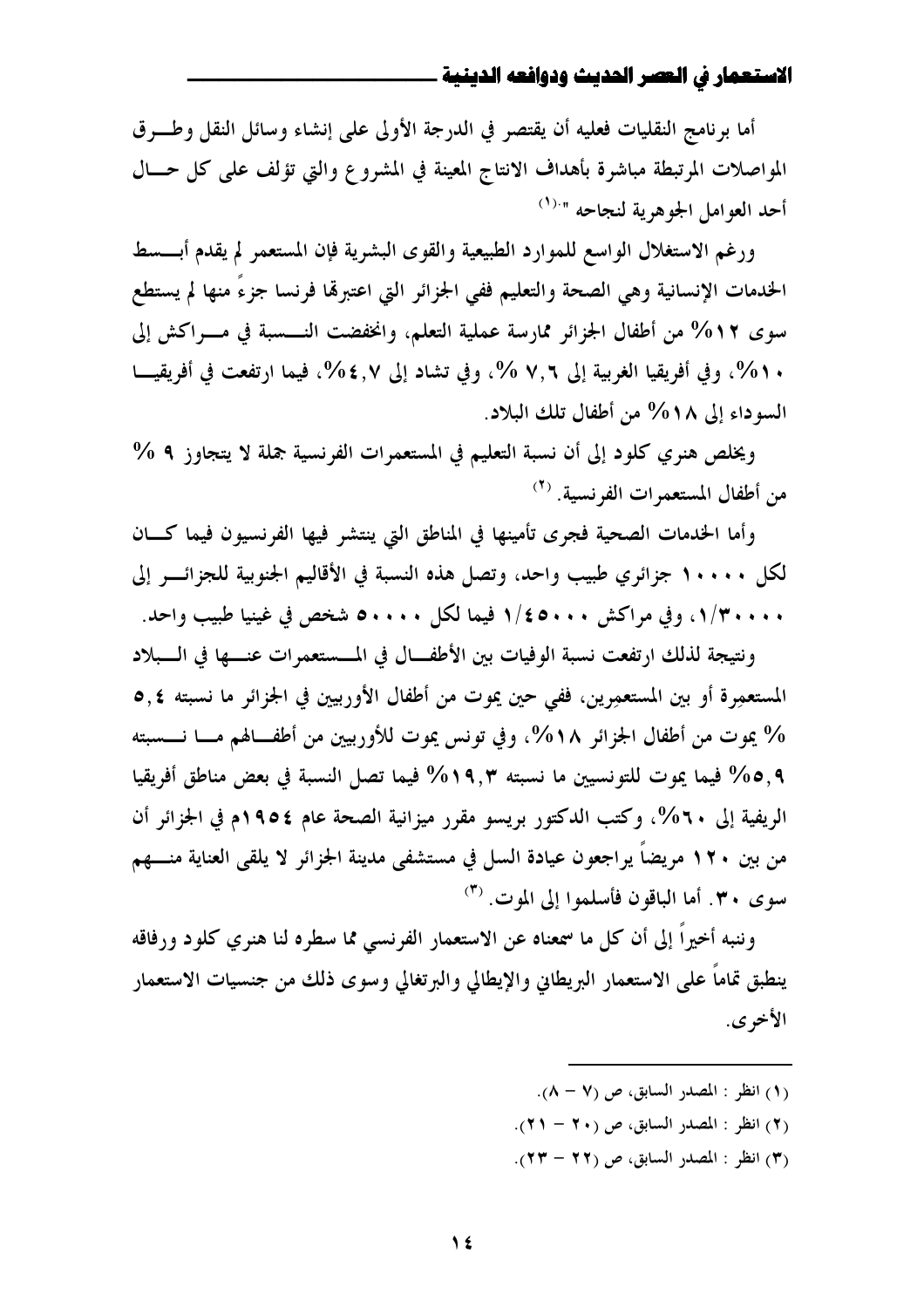أما برنامج النقليات فعليه أن يقتصر في الدرجة الأولى على إنشاء وسائل النقل وطرق المواصلات المرتبطة مباشرة بأهداف الانتاج المعينة في المشروع والتي تؤلف على كل حال أحد العوامل الجوهرية لنجاحه ".[1]

ورغم الاستغلال الواسع للموارد الطبيعية والقوى البشرية فإن المستعمر لم يقدم أبسط الخدمات الإنسانية وهي الصحة والتعليم ففي الجزائر التي اعتبرتها فرنسا جزءاً منها لم يستطع سوى ١٢% من أطفال الجزائر ممارسة عملية التعلم، وانخفضت النسبة في مراكش إلى ١٠%، وفي أفريقيا الغربية إلى ٧,٦ %، وفي تشاد إلى ٤,٧%، فيما ارتفعت في أفريقيا السوداء إلى ١٨% من أطفال تلك البلاد.

ويخلص هنري كلود إلى أن نسبة التعليم في المستعمرات الفرنسية جملة لا يتجاوز ٩ % من أطفال المستعمرات الفرنسية.[2]

وأما الخدمات الصحية فجرى تأمينها في المناطق التي ينتشر فيها الفرنسيون فيما كان لكل ١٠٠٠٠ جزائري طبيب واحد، وتصل هذه النسبة في الأقاليم الجنوبية للجزائر إلى ١/٣٠٠٠٠، وفي مراكش ١/٤٥٠٠٠ فيما لكل ٥٠٠٠٠ شخص في غينيا طبيب واحد.

ونتيجة لذلك ارتفعت نسبة الوفيات بين الأطفال في المستعمرات عنها في البلاد المستعمِرة أو بين المستعمِرين، ففي حين يموت من أطفال الأوربيين في الجزائر ما نسبته ٥,٤ % يموت من أطفال الجزائر ١٨%، وفي تونس يموت للأوربيين من أطفالهم ما نسبته ٥,٩% فيما يموت للتونسيين ما نسبته ١٩,٣% فيما تصل النسبة في بعض مناطق أفريقيا الريفية إلى ٦٠%، وكتب الدكتور بريسو مقرر ميزانية الصحة عام ١٩٥٤م في الجزائر أن من بين ١٢٠ مريضاً يراجعون عيادة السل في مستشفى مدينة الجزائر لا يلقى العناية منهم سوى ٣٠. أما الباقون فأسلموا إلى الموت.[3]

وننبه أخيراً إلى أن كل ما سمعناه عن الاستعمار الفرنسي مما سطره لنا هنري كلود ورفاقه ينطبق تماماً على الاستعمار البريطاني والإيطالي والبرتغالي وسوى ذلك من جنسيات الاستعمار الأخرى.

---

(١) انظر : المصدر السابق، ص (٧ – ٨).

(٢) انظر : المصدر السابق، ص (٢٠ – ٢١).

(٣) انظر : المصدر السابق، ص (٢٢ – ٢٣).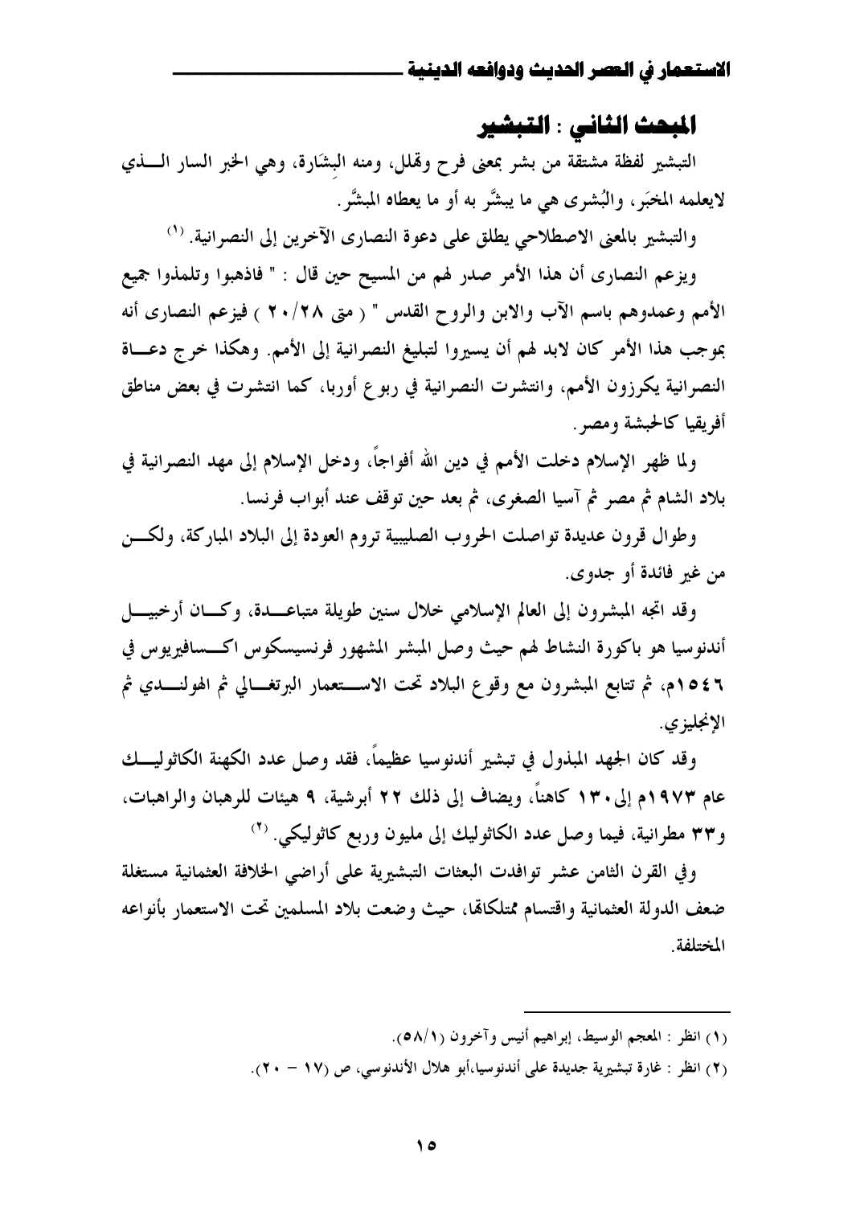## المبحث الثاني : التبشير

التبشير لفظة مشتقة من بشر بمعنى فرح وهلل، ومنه البِشَارة، وهي الخبر السار الـذي لايعلمه المخبَر، والبُشرى هي ما يبشَّر به أو ما يعطاه المبشَّر.

والتبشير بالمعنى الاصطلاحي يطلق على دعوة النصارى الآخرين إلى النصرانية. [1]

ويزعم النصارى أن هذا الأمر صدر لهم من المسيح حين قال : " فاذهبوا وتلمذوا جميع الأمم وعمدوهم باسم الآب والابن والروح القدس " ( متى ٢٨/٢٠ ) فيزعم النصارى أنه بموجب هذا الأمر كان لابد لهم أن يسيروا لتبليغ النصرانية إلى الأمم. وهكذا خرج دعاة النصرانية يكرزون الأمم، وانتشرت النصرانية في ربوع أوربا، كما انتشرت في بعض مناطق أفريقيا كالحبشة ومصر.

ولما ظهر الإسلام دخلت الأمم في دين الله أفواجاً، ودخل الإسلام إلى مهد النصرانية في بلاد الشام ثم مصر ثم آسيا الصغرى، ثم بعد حين توقف عند أبواب فرنسا.

وطوال قرون عديدة تواصلت الحروب الصليبية تروم العودة إلى البلاد المباركة، ولكن من غير فائدة أو جدوى.

وقد اتجه المبشرون إلى العالم الإسلامي خلال سنين طويلة متباعدة، وكان أرخبيل أندنوسيا هو باكورة النشاط لهم حيث وصل المبشر المشهور فرنسيسكوس اكسافيريوس في ١٥٤٦م، ثم تتابع المبشرون مع وقوع البلاد تحت الاستعمار البرتغالي ثم الهولندي ثم الإنجليزي.

وقد كان الجهد المبذول في تبشير أندنوسيا عظيماً، فقد وصل عدد الكهنة الكاثوليك عام ١٩٧٣م إلى ١٣٠ كاهناً، ويضاف إلى ذلك ٢٢ أبرشية، ٩ هيئات للرهبان والراهبات، و٣٣ مطرانية، فيما وصل عدد الكاثوليك إلى مليون وربع كاثوليكي. [2]

وفي القرن الثامن عشر توافدت البعثات التبشيرية على أراضي الخلافة العثمانية مستغلة ضعف الدولة العثمانية واقتسام ممتلكاتها، حيث وضعت بلاد المسلمين تحت الاستعمار بأنواعه المختلفة.

---

(١) انظر : المعجم الوسيط، إبراهيم أنيس وآخرون (٥٨/١).

(٢) انظر : غارة تبشيرية جديدة على أندنوسيا،أبو هلال الأندنوسي، ص (١٧ – ٢٠).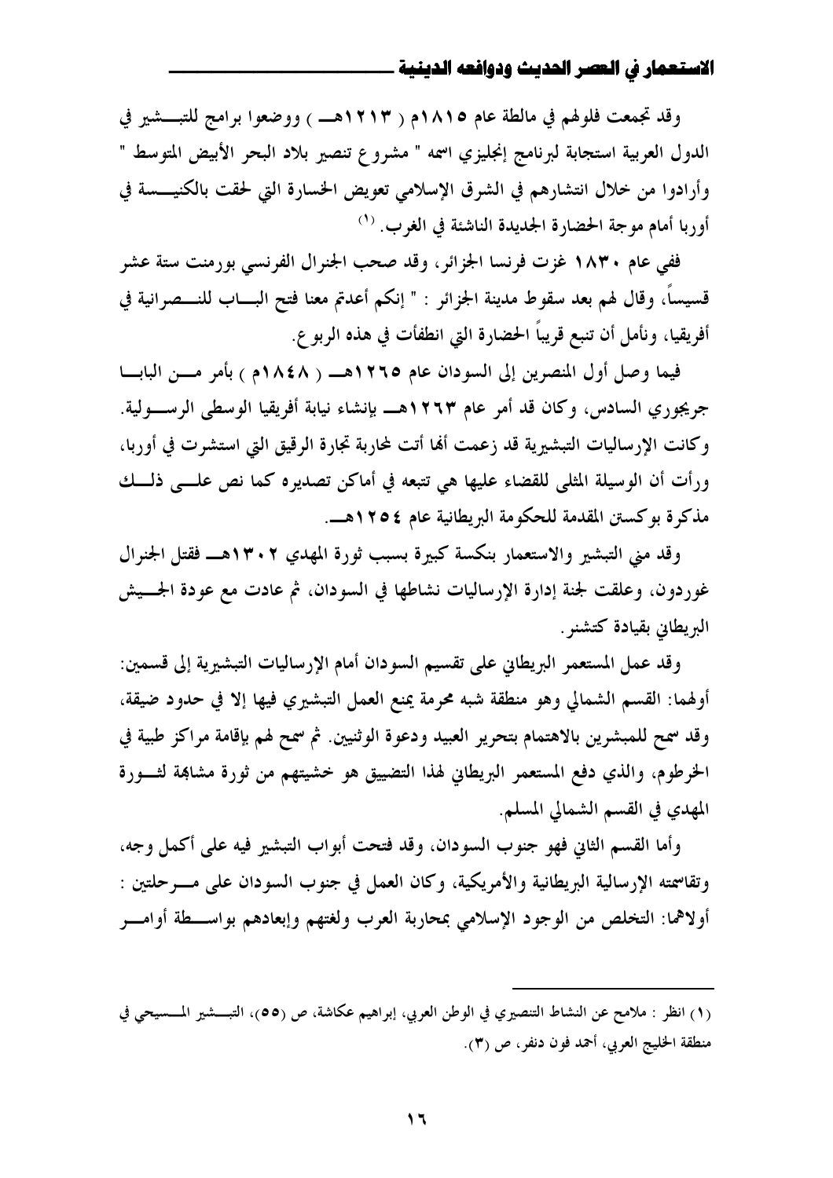وقد تجمعت فلولهم في مالطة عام ١٨١٥م ( ١٢١٣هـ ) ووضعوا برامج للتبشير في الدول العربية استجابة لبرنامج إنجليزي اسمه " مشروع تنصير بلاد البحر الأبيض المتوسط " وأرادوا من خلال انتشارهم في الشرق الإسلامي تعويض الخسارة التي لحقت بالكنيسة في أوربا أمام موجة الحضارة الجديدة الناشئة في الغرب. [1]

ففي عام ١٨٣٠ غزت فرنسا الجزائر، وقد صحب الجنرال الفرنسي بورمنت ستة عشر قسيساً، وقال لهم بعد سقوط مدينة الجزائر : " إنكم أعدتم معنا فتح الباب للنصرانية في أفريقيا، ونأمل أن تنبع قريباً الحضارة التي انطفأت في هذه الربوع.

فيما وصل أول المنصرين إلى السودان عام ١٢٦٥هـ ( ١٨٤٨م ) بأمر من البابا جريجوري السادس، وكان قد أمر عام ١٢٦٣هـ بإنشاء نيابة أفريقيا الوسطى الرسولية. وكانت الإرساليات التبشيرية قد زعمت أنها أتت لمحاربة تجارة الرقيق التي استشرت في أوربا، ورأت أن الوسيلة المثلى للقضاء عليها هي تتبعه في أماكن تصديره كما نص على ذلك مذكرة بوكستن المقدمة للحكومة البريطانية عام ١٢٥٤هـ.

وقد مني التبشير والاستعمار بنكسة كبيرة بسبب ثورة المهدي ١٣٠٢هـ فقتل الجنرال غوردون، وعلقت لجنة إدارة الإرساليات نشاطها في السودان، ثم عادت مع عودة الجيش البريطاني بقيادة كتشنر.

وقد عمل المستعمر البريطاني على تقسيم السودان أمام الإرساليات التبشيرية إلى قسمين: أولهما: القسم الشمالي وهو منطقة شبه محرمة يمنع العمل التبشيري فيها إلا في حدود ضيقة، وقد سمح للمبشرين بالاهتمام بتحرير العبيد ودعوة الوثنيين. ثم سمح لهم بإقامة مراكز طبية في الخرطوم، والذي دفع المستعمر البريطاني لهذا التضييق هو خشيتهم من ثورة مشابهة لثورة المهدي في القسم الشمالي المسلم.

وأما القسم الثاني فهو جنوب السودان، وقد فتحت أبواب التبشير فيه على أكمل وجه، وتقاسمته الإرسالية البريطانية والأمريكية، وكان العمل في جنوب السودان على مرحلتين : أولاهما: التخلص من الوجود الإسلامي بمحاربة العرب ولغتهم وإبعادهم بواسطة أوامر

---

(١) انظر : ملامح عن النشاط التنصيري في الوطن العربي، إبراهيم عكاشة، ص (٥٥)، التبشير المسيحي في منطقة الخليج العربي، أحمد فون دنفر، ص (٣).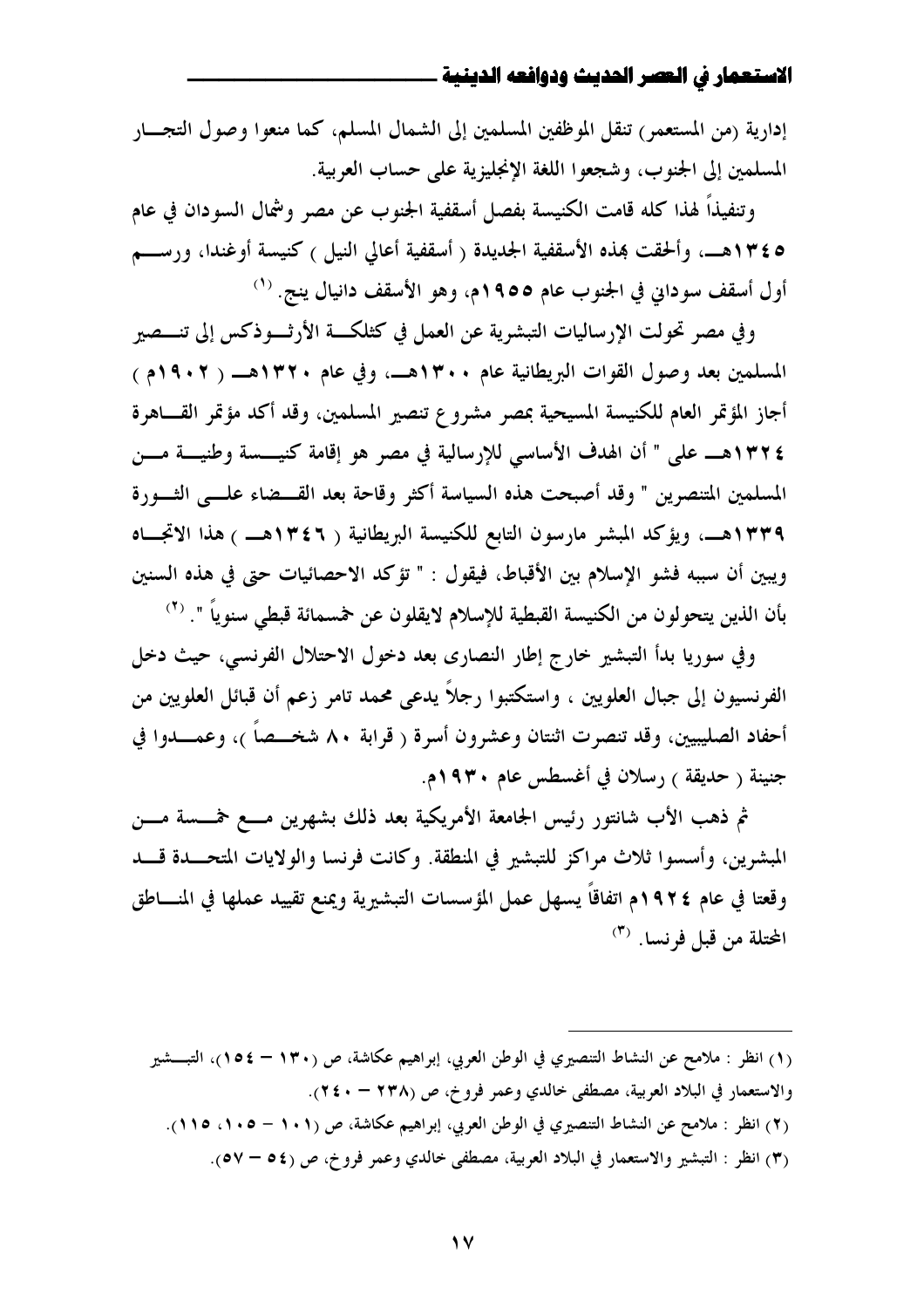إدارية (من المستعمر) تنقل الموظفين المسلمين إلى الشمال المسلم، كما منعوا وصول التجار المسلمين إلى الجنوب، وشجعوا اللغة الإنجليزية على حساب العربية.

وتنفيذاً لهذا كله قامت الكنيسة بفصل أسقفية الجنوب عن مصر وشمال السودان في عام ١٣٤٥هـ، وألحقت بهذه الأسقفية الجديدة ( أسقفية أعالي النيل ) كنيسة أوغندا، ورسم أول أسقف سوداني في الجنوب عام ١٩٥٥م، وهو الأسقف دانيال ينج. [(١)]

وفي مصر تحولت الإرساليات التبشرية عن العمل في كثلكة الأرثوذكس إلى تنصير المسلمين بعد وصول القوات البريطانية عام ١٣٠٠هـ، وفي عام ١٣٢٠هـ ( ١٩٠٢م ) أجاز المؤتمر العام للكنيسة المسيحية بمصر مشروع تنصير المسلمين، وقد أكد مؤتمر القاهرة ١٣٢٤هـ على " أن الهدف الأساسي للإرسالية في مصر هو إقامة كنيسة وطنية من المسلمين المتنصرين " وقد أصبحت هذه السياسة أكثر وقاحة بعد القضاء على الثورة ١٣٣٩هـ، ويؤكد المبشر مارسون التابع للكنيسة البريطانية ( ١٣٤٦هـ ) هذا الاتجاه ويبين أن سببه فشو الإسلام بين الأقباط، فيقول : " تؤكد الاحصائيات حتى في هذه السنين بأن الذين يتحولون من الكنيسة القبطية للإسلام لايقلون عن خمسمائة قبطي سنوياً ". [(٢)]

وفي سوريا بدأ التبشير خارج إطار النصارى بعد دخول الاحتلال الفرنسي، حيث دخل الفرنسيون إلى جبال العلويين ، واستكتبوا رجلاً يدعى محمد تامر زعم أن قبائل العلويين من أحفاد الصليبيين، وقد تنصرت اثنتان وعشرون أسرة ( قرابة ٨٠ شخصاً )، وعمدوا في جنينة ( حديقة ) رسلان في أغسطس عام ١٩٣٠م.

ثم ذهب الأب شانتور رئيس الجامعة الأمريكية بعد ذلك بشهرين مع خمسة من المبشرين، وأسسوا ثلاث مراكز للتبشير في المنطقة. وكانت فرنسا والولايات المتحدة قد وقعتا في عام ١٩٢٤م اتفاقاً يسهل عمل المؤسسات التبشيرية ويمنع تقييد عملها في المناطق المحتلة من قبل فرنسا. [(٣)]

---

(١) انظر : ملامح عن النشاط التنصيري في الوطن العربي، إبراهيم عكاشة، ص (١٣٠ – ١٥٤)، التبشير والاستعمار في البلاد العربية، مصطفى خالدي وعمر فروخ، ص (٢٣٨ – ٢٤٠).

(٢) انظر : ملامح عن النشاط التنصيري في الوطن العربي، إبراهيم عكاشة، ص (١٠١ – ١٠٥، ١١٥).

(٣) انظر : التبشير والاستعمار في البلاد العربية، مصطفى خالدي وعمر فروخ، ص (٥٤ – ٥٧).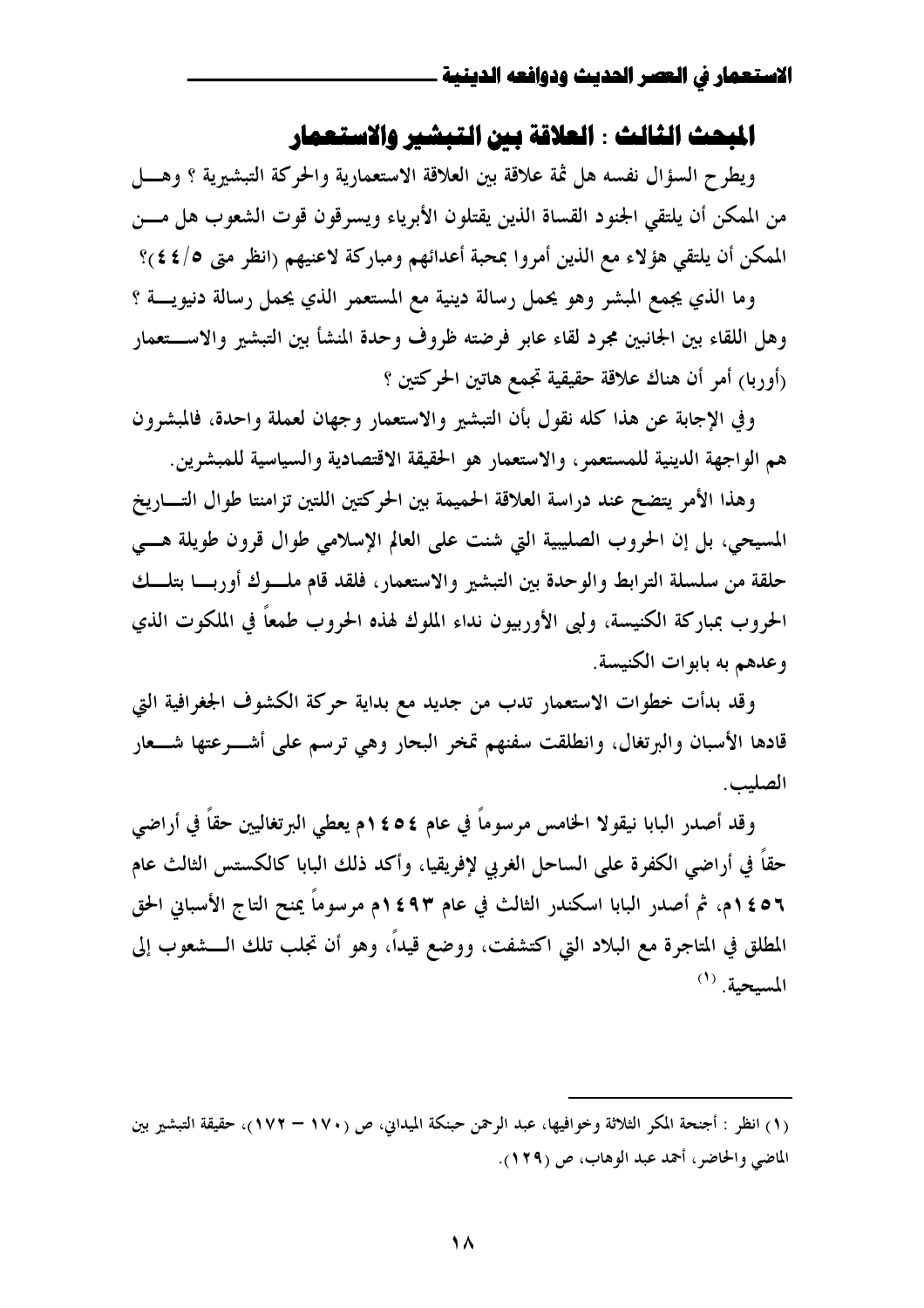## المبحث الثالث : العلاقة بين التبشير والاستعمار

ويطرح السؤال نفسه هل ثمة علاقة بين العلاقة الاستعمارية والحركة التبشيرية ؟ وهل من الممكن أن يلتقي الجنود القساة الذين يقتلون الأبرياء ويسرقون قوت الشعوب هل من الممكن أن يلتقي هؤلاء مع الذين أمروا بمحبة أعدائهم ومباركة لاعنيهم (انظر متى ٥/٤٤)؟

وما الذي يجمع المبشر وهو يحمل رسالة دينية مع المستعمر الذي يحمل رسالة دنيوية ؟ وهل اللقاء بين الجانبين مجرد لقاء عابر فرضته ظروف وحدة المنشأ بين التبشير والاستعمار (أوربا) أمر أن هناك علاقة حقيقية تجمع هاتين الحركتين ؟

وفي الإجابة عن هذا كله نقول بأن التبشير والاستعمار وجهان لعملة واحدة، فالمبشرون هم الواجهة الدينية للمستعمر، والاستعمار هو الحقيقة الاقتصادية والسياسية للمبشرين.

وهذا الأمر يتضح عند دراسة العلاقة الحميمة بين الحركتين اللتين تزامنتا طوال التاريخ المسيحي، بل إن الحروب الصليبية التي شنت على العالم الإسلامي طوال قرون طويلة هي حلقة من سلسلة الترابط والوحدة بين التبشير والاستعمار، فلقد قام ملوك أوربا بتلك الحروب بمباركة الكنيسة، ولبى الأوربيون نداء الملوك لهذه الحروب طمعاً في الملكوت الذي وعدهم به بابوات الكنيسة.

وقد بدأت خطوات الاستعمار تدب من جديد مع بداية حركة الكشوف الجغرافية التي قادها الأسبان والبرتغال، وانطلقت سفنهم تمخر البحار وهي ترسم على أشرعتها شعار الصليب.

وقد أصدر البابا نيقولا الخامس مرسوماً في عام ١٤٥٤م يعطي البرتغاليين حقاً في أراضي حقاً في أراضي الكفرة على الساحل الغربي لإفريقيا، وأكد ذلك البابا كالكستس الثالث عام ١٤٥٦م، ثم أصدر البابا اسكندر الثالث في عام ١٤٩٣م مرسوماً يمنح التاج الأسباني الحق المطلق في المتاجرة مع البلاد التي اكتشفت، ووضع قيداً، وهو أن تجلب تلك الشعوب إلى المسيحية. [1]

---

(١) انظر : أجنحة المكر الثلاثة وخوافيها، عبد الرحمن حبنكة الميداني، ص (١٧٠ – ١٧٢)، حقيقة التبشير بين الماضي والحاضر، أحمد عبد الوهاب، ص (١٢٩).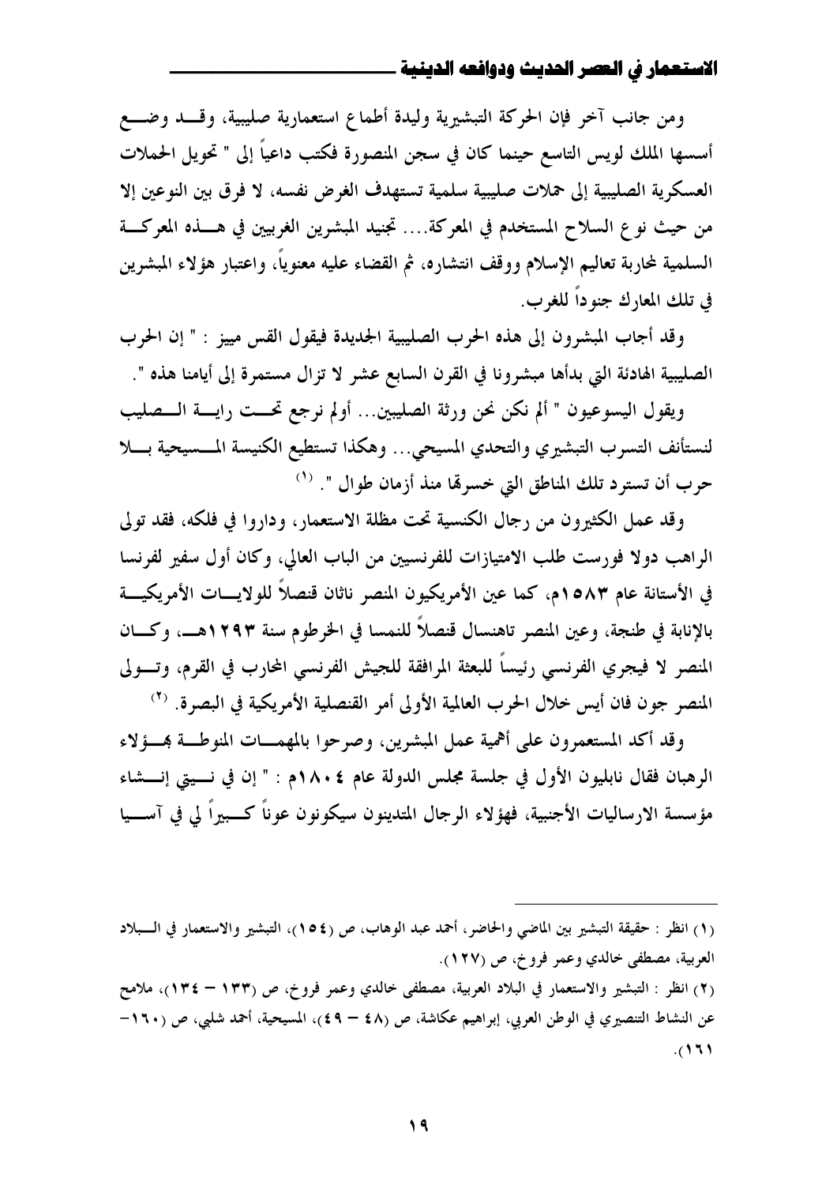ومن جانب آخر فإن الحركة التبشيرية وليدة أطماع استعمارية صليبية، وقد وضع أسسها الملك لويس التاسع حينما كان في سجن المنصورة فكتب داعياً إلى " تحويل الحملات العسكرية الصليبية إلى حملات صليبية سلمية تستهدف الغرض نفسه، لا فرق بين النوعين إلا من حيث نوع السلاح المستخدم في المعركة.... تجنيد المبشرين الغربيين في هذه المعركة السلمية لمحاربة تعاليم الإسلام ووقف انتشاره، ثم القضاء عليه معنوياً، واعتبار هؤلاء المبشرين في تلك المعارك جنوداً للغرب.

وقد أجاب المبشرون إلى هذه الحرب الصليبية الجديدة فيقول القس مييز : " إن الحرب الصليبية الهادئة التي بدأها مبشرونا في القرن السابع عشر لا تزال مستمرة إلى أيامنا هذه ".

ويقول اليسوعيون " ألم نكن نحن ورثة الصليبين... أولم نرجع تحت راية الصليب لنستأنف التسرب التبشيري والتحدي المسيحي... وهكذا تستطيع الكنيسة المسيحية بلا حرب أن تسترد تلك المناطق التي خسرتها منذ أزمان طوال ". [1]

وقد عمل الكثيرون من رجال الكنسية تحت مظلة الاستعمار، وداروا في فلكه، فقد تولى الراهب دولا فورست طلب الامتيازات للفرنسيين من الباب العالي، وكان أول سفير لفرنسا في الأستانة عام ١٥٨٣م، كما عين الأمريكيون المنصر ناثان قنصلاً للولايات الأمريكية بالإنابة في طنجة، وعين المنصر تاهنسال قنصلاً للنمسا في الخرطوم سنة ١٢٩٣هـ، وكان المنصر لا فيجري الفرنسي رئيساً للبعثة المرافقة للجيش الفرنسي المحارب في القرم، وتولى المنصر جون فان أيس خلال الحرب العالمية الأولى أمر القنصلية الأمريكية في البصرة. [2]

وقد أكد المستعمرون على أهمية عمل المبشرين، وصرحوا بالمهمات المنوطة بهؤلاء الرهبان فقال نابليون الأول في جلسة مجلس الدولة عام ١٨٠٤م : " إن في نيتي إنشاء مؤسسة الارساليات الأجنبية، فهؤلاء الرجال المتدينون سيكونون عوناً كبيراً لي في آسيا

---

(١) انظر : حقيقة التبشير بين الماضي والحاضر، أحمد عبد الوهاب، ص (١٥٤)، التبشير والاستعمار في البلاد العربية، مصطفى خالدي وعمر فروخ، ص (١٢٧).

(٢) انظر : التبشير والاستعمار في البلاد العربية، مصطفى خالدي وعمر فروخ، ص (١٣٣ – ١٣٤)، ملامح عن النشاط التنصيري في الوطن العربي، إبراهيم عكاشة، ص (٤٨ – ٤٩)، المسيحية، أحمد شلبي، ص (١٦٠–١٦١).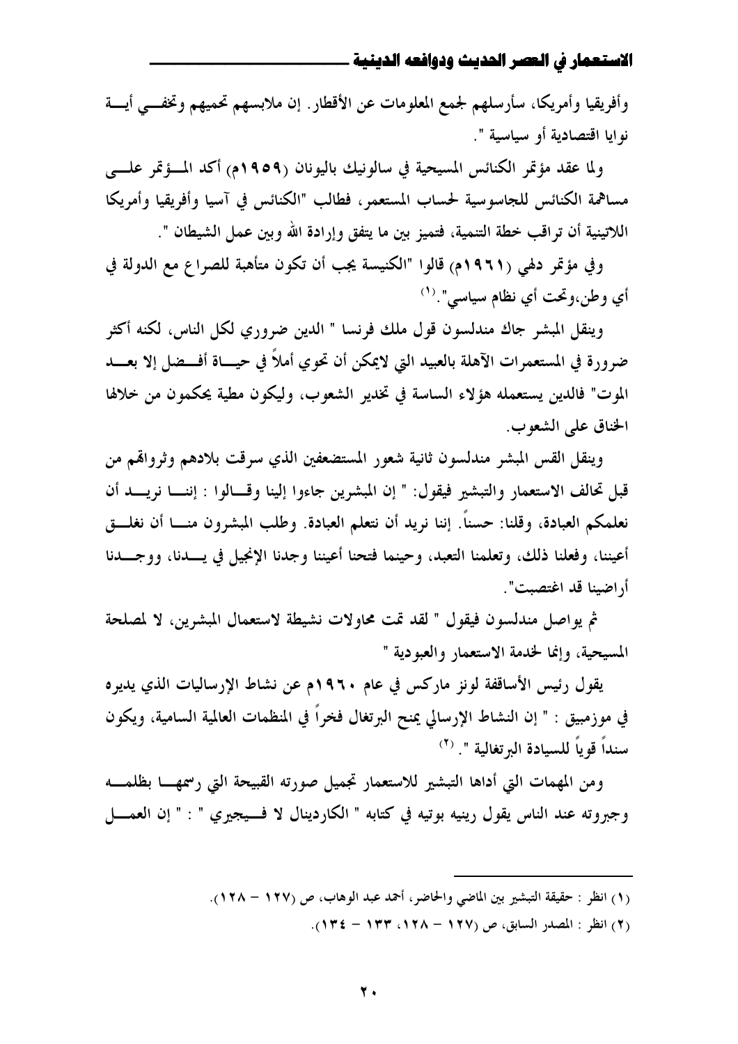وأفريقيا وأمريكا، سأرسلهم لجمع المعلومات عن الأقطار. إن ملابسهم تحميهم وتخفي أية نوايا اقتصادية أو سياسية ".

ولما عقد مؤتمر الكنائس المسيحية في سالونيك باليونان (١٩٥٩م) أكد المؤتمر على مساهمة الكنائس للجاسوسية لحساب المستعمر، فطالب "الكنائس في آسيا وأفريقيا وأمريكا اللاتينية أن تراقب خطة التنمية، فتميز بين ما يتفق وإرادة الله وبين عمل الشيطان ".

وفي مؤتمر دلهي (١٩٦١م) قالوا "الكنيسة يجب أن تكون متأهبة للصراع مع الدولة في أي وطن،وتحت أي نظام سياسي".[(١)]

وينقل المبشر جاك مندلسون قول ملك فرنسا " الدين ضروري لكل الناس، لكنه أكثر ضرورة في المستعمرات الآهلة بالعبيد التي لايمكن أن تحوي أملاً في حياة أفضل إلا بعد الموت" فالدين يستعمله هؤلاء الساسة في تخدير الشعوب، وليكون مطية يحكمون من خلالها الخناق على الشعوب.

وينقل القس المبشر مندلسون ثانية شعور المستضعفين الذي سرقت بلادهم وثرواتهم من قبل تحالف الاستعمار والتبشير فيقول: " إن المبشرين جاءوا إلينا وقالوا : إننا نريد أن نعلمكم العبادة، وقلنا: حسناً. إننا نريد أن نتعلم العبادة. وطلب المبشرون منا أن نغلق أعيننا، وفعلنا ذلك، وتعلمنا التعبد، وحينما فتحنا أعيننا وجدنا الإنجيل في يدنا، ووجدنا أراضينا قد اغتصبت".

ثم يواصل مندلسون فيقول " لقد تمت محاولات نشيطة لاستعمال المبشرين، لا لمصلحة المسيحية، وإنما لخدمة الاستعمار والعبودية "

يقول رئيس الأساقفة لونز ماركس في عام ١٩٦٠م عن نشاط الإرساليات الذي يديره في موزمبيق : " إن النشاط الإرسالي يمنح البرتغال فخراً في المنظمات العالمية السامية، ويكون سنداً قوياً للسيادة البرتغالية ".[(٢)]

ومن المهمات التي أداها التبشير للاستعمار تجميل صورته القبيحة التي رسمها بظلمه وجبروته عند الناس يقول رينيه بوتيه في كتابه " الكاردينال لا فيجيري " : " إن العمل

---

(١) انظر : حقيقة التبشير بين الماضي والحاضر، أحمد عبد الوهاب، ص (١٢٧ – ١٢٨).

(٢) انظر : المصدر السابق، ص (١٢٧ – ١٢٨، ١٣٣ – ١٣٤).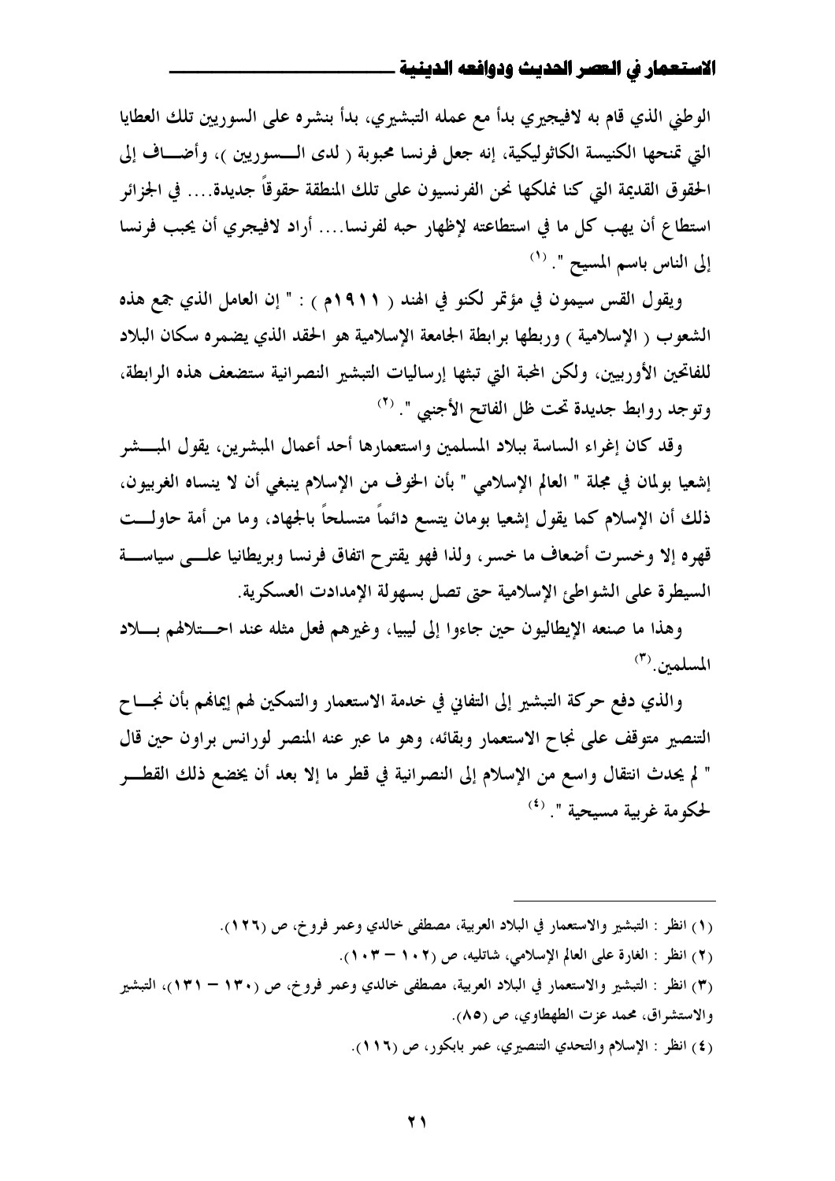الوطني الذي قام به لافيجيري بدأ مع عمله التبشيري، بدأ بنشره على السوريين تلك العطايا التي تمنحها الكنيسة الكاثوليكية، إنه جعل فرنسا محبوبة ( لدى الـسوريين )، وأضـاف إلى الحقوق القديمة التي كنا نملكها نحن الفرنسيون على تلك المنطقة حقوقاً جديدة.... في الجزائر استطاع أن يهب كل ما في استطاعته لإظهار حبه لفرنسا.... أراد لافيجري أن يحبب فرنسا إلى الناس باسم المسيح ". [1]

ويقول القس سيمون في مؤتمر لكنو في الهند ( ١٩١١م ) : " إن العامل الذي جمع هذه الشعوب ( الإسلامية ) وربطها برابطة الجامعة الإسلامية هو الحقد الذي يضمره سكان البلاد للفاتحين الأوربيين، ولكن المحبة التي تبثها إرساليات التبشير النصرانية ستضعف هذه الرابطة، وتوجد روابط جديدة تحت ظل الفاتح الأجنبي ". [2]

وقد كان إغراء الساسة ببلاد المسلمين واستعمارها أحد أعمال المبشرين، يقول المبـشر إشعيا بولمان في مجلة " العالم الإسلامي " بأن الخوف من الإسلام ينبغي أن لا ينساه الغربيون، ذلك أن الإسلام كما يقول إشعيا بومان يتسع دائماً متسلحاً بالجهاد، وما من أمة حاولـت قهره إلا وخسرت أضعاف ما خسر، ولذا فهو يقترح اتفاق فرنسا وبريطانيا علـى سياسـة السيطرة على الشواطئ الإسلامية حتى تصل بسهولة الإمدادت العسكرية.

وهذا ما صنعه الإيطاليون حين جاءوا إلى ليبيا، وغيرهم فعل مثله عند احـتلالهم بـلاد المسلمين. [3]

والذي دفع حركة التبشير إلى التفاني في خدمة الاستعمار والتمكين لهم إيمانهم بأن نجـاح التنصير متوقف على نجاح الاستعمار وبقائه، وهو ما عبر عنه المنصر لورانس براون حين قال " لم يحدث انتقال واسع من الإسلام إلى النصرانية في قطر ما إلا بعد أن يخضع ذلك القطـر لحكومة غربية مسيحية ". [4]

---

(١) انظر : التبشير والاستعمار في البلاد العربية، مصطفى خالدي وعمر فروخ، ص (١٢٦).

(٢) انظر : الغارة على العالم الإسلامي، شاتليه، ص (١٠٢ – ١٠٣).

(٣) انظر : التبشير والاستعمار في البلاد العربية، مصطفى خالدي وعمر فروخ، ص (١٣٠ – ١٣١)، التبشير والاستشراق، محمد عزت الطهطاوي، ص (٨٥).

(٤) انظر : الإسلام والتحدي التنصيري، عمر بابكور، ص (١١٦).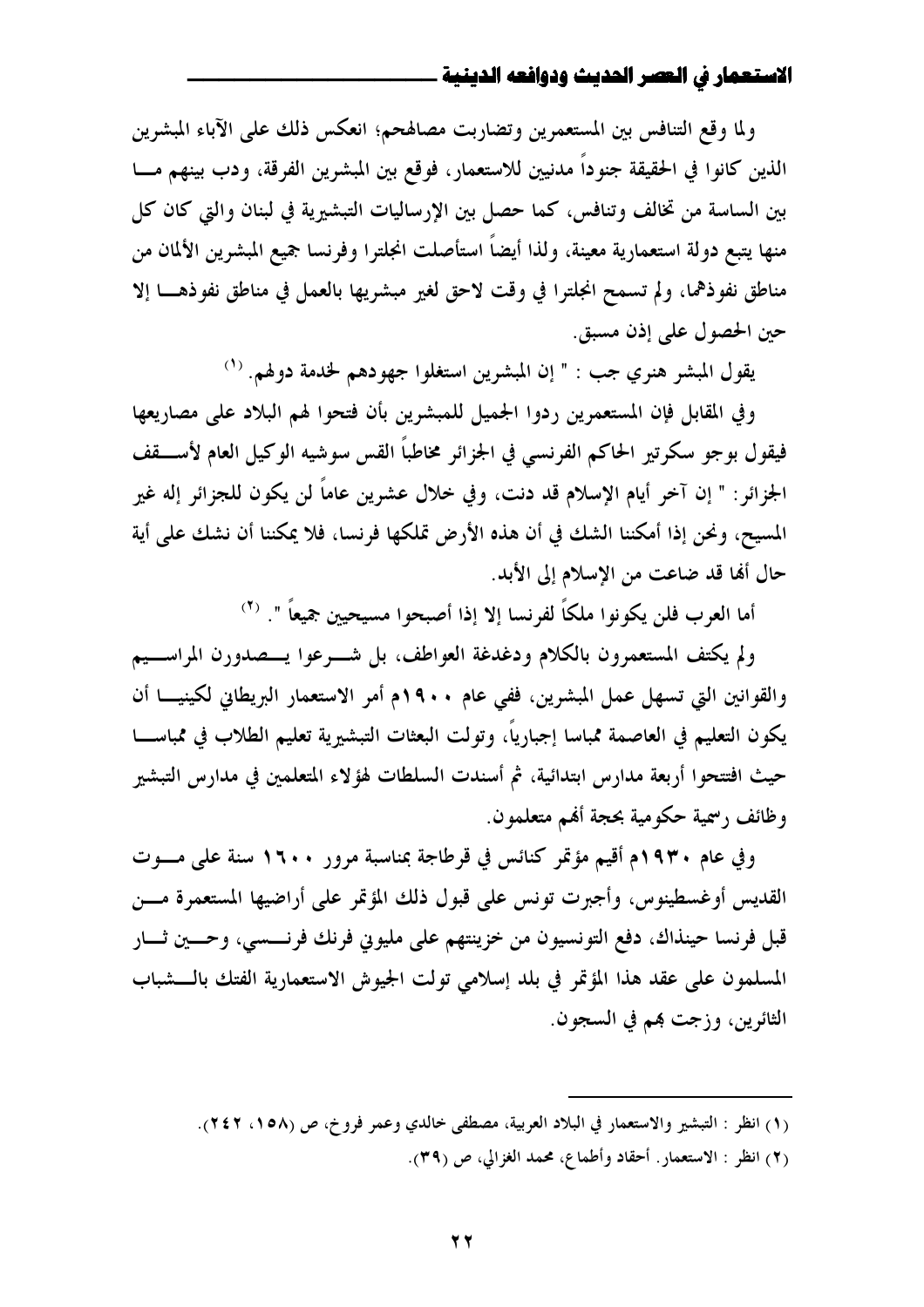ولما وقع التنافس بين المستعمرين وتضاربت مصالحهم؛ انعكس ذلك على الآباء المبشرين الذين كانوا في الحقيقة جنوداً مدنيين للاستعمار، فوقع بين المبشرين الفرقة، ودب بينهم ما بين الساسة من تخالف وتنافس، كما حصل بين الإرساليات التبشيرية في لبنان والتي كان كل منها يتبع دولة استعمارية معينة، ولذا أيضاً استأصلت انجلترا وفرنسا جميع المبشرين الألمان من مناطق نفوذهما، ولم تسمح انجلترا في وقت لاحق لغير مبشريها بالعمل في مناطق نفوذها إلا حين الحصول على إذن مسبق.

يقول المبشر هنري جب : " إن المبشرين استغلوا جهودهم لخدمة دولهم. [1]

وفي المقابل فإن المستعمرين ردوا الجميل للمبشرين بأن فتحوا لهم البلاد على مصاريعها فيقول بوجو سكرتير الحاكم الفرنسي في الجزائر مخاطباً القس سوشيه الوكيل العام لأسقف الجزائر: " إن آخر أيام الإسلام قد دنت، وفي خلال عشرين عاماً لن يكون للجزائر إله غير المسيح، ونحن إذا أمكننا الشك في أن هذه الأرض تملكها فرنسا، فلا يمكننا أن نشك على أية حال أنها قد ضاعت من الإسلام إلى الأبد.

أما العرب فلن يكونوا ملكاً لفرنسا إلا إذا أصبحوا مسيحيين جميعاً ". [2]

ولم يكتف المستعمرون بالكلام ودغدغة العواطف، بل شرعوا يصدرون المراسيم والقوانين التي تسهل عمل المبشرين، ففي عام ١٩٠٠م أمر الاستعمار البريطاني لكينيا أن يكون التعليم في العاصمة ممباسا إجبارياً، وتولت البعثات التبشيرية تعليم الطلاب في ممباسا حيث افتتحوا أربعة مدارس ابتدائية، ثم أسندت السلطات لهؤلاء المتعلمين في مدارس التبشير وظائف رسمية حكومية بحجة أنهم متعلمون.

وفي عام ١٩٣٠م أقيم مؤتمر كنائس في قرطاجة بمناسبة مرور ١٦٠٠ سنة على موت القديس أوغسطينوس، وأجبرت تونس على قبول ذلك المؤتمر على أراضيها المستعمرة من قبل فرنسا حينذاك، دفع التونسيون من خزينتهم على مليوني فرنك فرنسي، وحين ثار المسلمون على عقد هذا المؤتمر في بلد إسلامي تولت الجيوش الاستعمارية الفتك بالشباب الثائرين، وزجت بهم في السجون.

---

(١) انظر : التبشير والاستعمار في البلاد العربية، مصطفى خالدي وعمر فروخ، ص (١٥٨، ٢٤٢).

(٢) انظر : الاستعمار. أحقاد وأطماع، محمد الغزالي، ص (٣٩).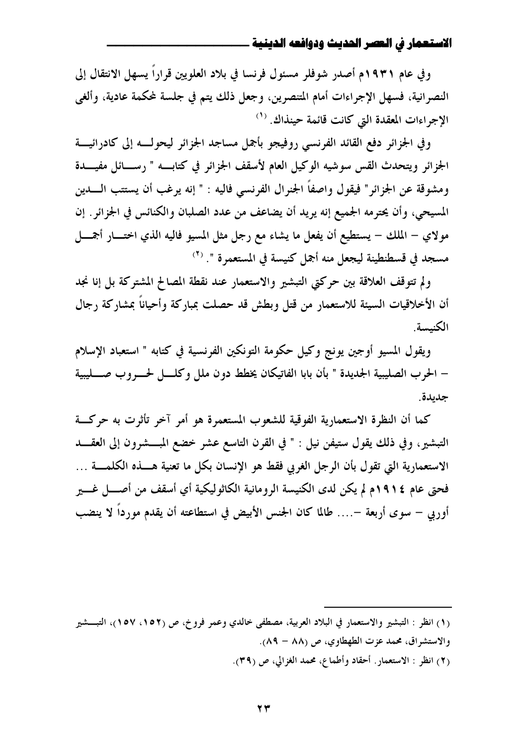وفي عام ١٩٣١م أصدر شوفلر مسئول فرنسا في بلاد العلويين قراراً يسهل الانتقال إلى النصرانية، فسهل الإجراءات أمام المتنصرين، وجعل ذلك يتم في جلسة لمحكمة عادية، وألغى الإجراءات المعقدة التي كانت قائمة حينذاك.[(١)]

وفي الجزائر دفع القائد الفرنسي روفيجو بأجمل مساجد الجزائر ليحوله إلى كادرائية الجزائر ويتحدث القس سوشيه الوكيل العام لأسقف الجزائر في كتابه " رسائل مفيدة ومشوقة عن الجزائر" فيقول واصفاً الجنرال الفرنسي فاليه : " إنه يرغب أن يستتب الدين المسيحي، وأن يحترمه الجميع إنه يريد أن يضاعف من عدد الصلبان والكنائس في الجزائر. إن مولاي – الملك – يستطيع أن يفعل ما يشاء مع رجل مثل المسيو فاليه الذي اختار أجمل مسجد في قسطنطينة ليجعل منه أجمل كنيسة في المستعمرة ".[(٢)]

ولم تتوقف العلاقة بين حركتي التبشير والاستعمار عند نقطة المصالح المشتركة بل إنا نجد أن الأخلاقيات السيئة للاستعمار من قتل وبطش قد حصلت بمباركة وأحياناً بمشاركة رجال الكنيسة.

ويقول المسيو أوجين يونج وكيل حكومة التونكين الفرنسية في كتابه " استعباد الإسلام – الحرب الصليبية الجديدة " بأن بابا الفاتيكان يخطط دون ملل وكلل لحروب صليبية جديدة.

كما أن النظرة الاستعمارية الفوقية للشعوب المستعمرة هو أمر آخر تأثرت به حركة التبشير، وفي ذلك يقول ستيفن نيل : " في القرن التاسع عشر خضع المبشرون إلى العقد الاستعمارية التي تقول بأن الرجل الغربي فقط هو الإنسان بكل ما تعنية هذه الكلمة ... فحتى عام ١٩١٤م لم يكن لدى الكنيسة الرومانية الكاثوليكية أي أسقف من أصل غير أوربي – سوى أربعة –.... طالما كان الجنس الأبيض في استطاعته أن يقدم مورداً لا ينضب

---

(١) انظر : التبشير والاستعمار في البلاد العربية، مصطفى خالدي وعمر فروخ، ص (١٥٢، ١٥٧)، التبشير والاستشراق، محمد عزت الطهطاوي، ص (٨٨ – ٨٩).

(٢) انظر : الاستعمار. أحقاد وأطماع، محمد الغزالي، ص (٣٩).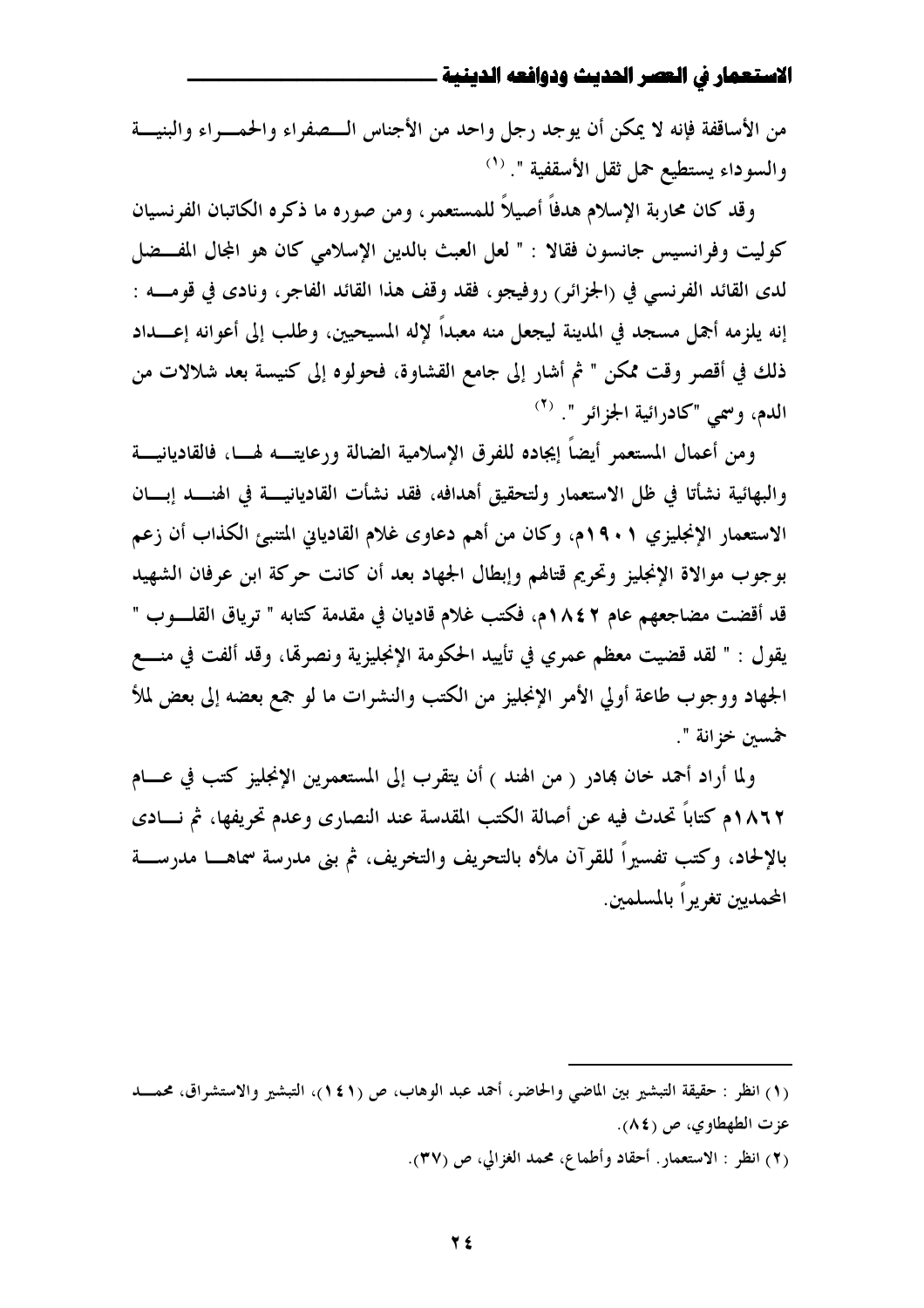من الأساقفة فإنه لا يمكن أن يوجد رجل واحد من الأجناس الصفراء والحمراء والبنية والسوداء يستطيع حمل ثقل الأسقفية ". [(1)]

وقد كان محاربة الإسلام هدفاً أصيلاً للمستعمر، ومن صوره ما ذكره الكاتبان الفرنسيان كوليت وفرانسيس جانسون فقالا : " لعل العبث بالدين الإسلامي كان هو المجال المفضل لدى القائد الفرنسي في (الجزائر) روفيجو، فقد وقف هذا القائد الفاجر، ونادى في قومه : إنه يلزمه أجمل مسجد في المدينة ليجعل منه معبداً لإله المسيحيين، وطلب إلى أعوانه إعداد ذلك في أقصر وقت ممكن " ثم أشار إلى جامع القشاوة، فحولوه إلى كنيسة بعد شلالات من الدم، وسمي "كادرائية الجزائر ". [(2)]

ومن أعمال المستعمر أيضاً إيجاده للفرق الإسلامية الضالة ورعايته لها، فالقاديانية والبهائية نشأتا في ظل الاستعمار ولتحقيق أهدافه، فقد نشأت القاديانية في الهند إبان الاستعمار الإنجليزي ١٩٠١م، وكان من أهم دعاوى غلام القادياني المتنبئ الكذاب أن زعم بوجوب موالاة الإنجليز وتحريم قتالهم وإبطال الجهاد بعد أن كانت حركة ابن عرفان الشهيد قد أقضت مضاجعهم عام ١٨٤٢م، فكتب غلام قاديان في مقدمة كتابه " ترياق القلوب " يقول : " لقد قضيت معظم عمري في تأييد الحكومة الإنجليزية ونصرها، وقد ألفت في منع الجهاد ووجوب طاعة أولي الأمر الإنجليز من الكتب والنشرات ما لو جمع بعضه إلى بعض لملأ خمسين خزانة ".

ولما أراد أحمد خان بهادر ( من الهند ) أن يتقرب إلى المستعمرين الإنجليز كتب في عام ١٨٦٢م كتاباً تحدث فيه عن أصالة الكتب المقدسة عند النصارى وعدم تحريفها، ثم نادى بالإلحاد، وكتب تفسيراً للقرآن ملأه بالتحريف والتخريف، ثم بنى مدرسة سماها مدرسة المحمديين تغريراً بالمسلمين.

---

(١) انظر : حقيقة التبشير بين الماضي والحاضر، أحمد عبد الوهاب، ص (١٤١)، التبشير والاستشراق، محمد عزت الطهطاوي، ص (٨٤).

(٢) انظر : الاستعمار. أحقاد وأطماع، محمد الغزالي، ص (٣٧).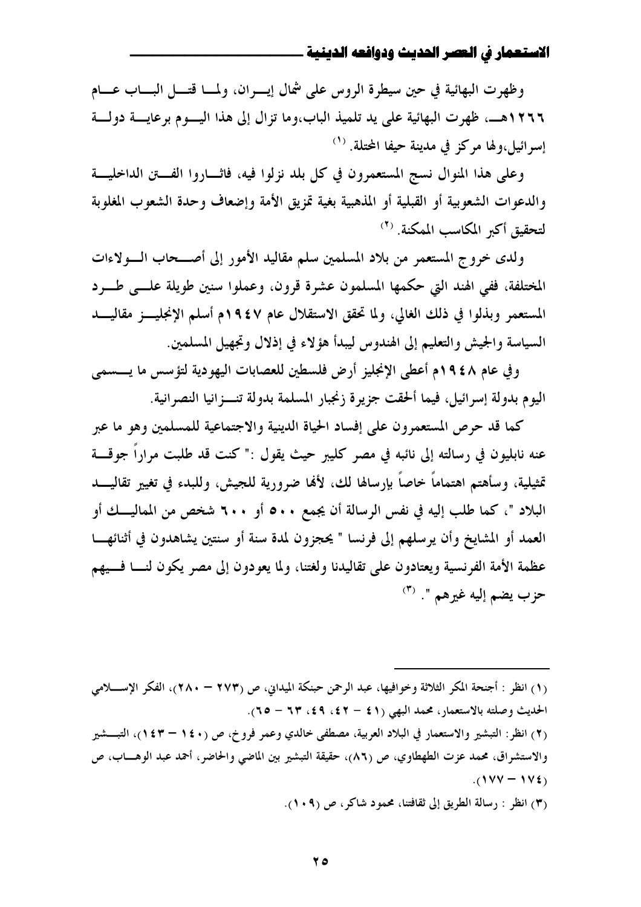وظهرت البهائية في حين سيطرة الروس على شمال إيـران، ولمـا قتـل البـاب عـام ١٢٦٦هـ، ظهرت البهائية على يد تلميذ الباب،وما تزال إلى هذا اليـوم برعايـة دولـة إسرائيل،ولها مركز في مدينة حيفا المحتلة. [١]

وعلى هذا المنوال نسج المستعمرون في كل بلد نزلوا فيه، فاثـاروا الفـتن الداخليـة والدعوات الشعوبية أو القبلية أو المذهبية بغية تمزيق الأمة وإضعاف وحدة الشعوب المغلوبة لتحقيق أكبر المكاسب الممكنة. [٢]

ولدى خروج المستعمر من بلاد المسلمين سلم مقاليد الأمور إلى أصـحاب الـولاءات المختلفة، ففي الهند التي حكمها المسلمون عشرة قرون، وعملوا سنين طويلة علـى طـرد المستعمر وبذلوا في ذلك الغالي، ولما تحقق الاستقلال عام ١٩٤٧م أسلم الإنجليـز مقاليـد السياسة والجيش والتعليم إلى الهندوس ليبدأ هؤلاء في إذلال وتجهيل المسلمين.

وفي عام ١٩٤٨م أعطى الإنجليز أرض فلسطين للعصابات اليهودية لتؤسس ما يـسمى اليوم بدولة إسرائيل، فيما ألحقت جزيرة زنجبار المسلمة بدولة تنـزانيا النصرانية.

كما قد حرص المستعمرون على إفساد الحياة الدينية والاجتماعية للمسلمين وهو ما عبر عنه نابليون في رسالته إلى نائبه في مصر كليبر حيث يقول :" كنت قد طلبت مراراً جوقـة تمثيلية، وسأهتم اهتماماً خاصاً بإرسالها لك، لأنها ضرورية للجيش، وللبدء في تغيير تقاليـد البلاد "، كما طلب إليه في نفس الرسالة أن يجمع ٥٠٠ أو ٦٠٠ شخص من المماليـك أو العمد أو المشايخ وأن يرسلهم إلى فرنسا " يحجزون لمدة سنة أو سنتين يشاهدون في أثنائهـا عظمة الأمة الفرنسية ويعتادون على تقاليدنا ولغتنا، ولما يعودون إلى مصر يكون لنـا فـيهم حزب يضم إليه غيرهم ". [٣]

---

(١) انظر : أجنحة المكر الثلاثة وخوافيها، عبد الرحمن حبنكة الميداني، ص (٢٧٣ – ٢٨٠)، الفكر الإسـلامي الحديث وصلته بالاستعمار، محمد البهي (٤١ – ٤٢، ٤٩، ٦٣ – ٦٥).

(٢) انظر: التبشير والاستعمار في البلاد العربية، مصطفى خالدي وعمر فروخ، ص (١٤٠ – ١٤٣)، التبـشير والاستشراق، محمد عزت الطهطاوي، ص (٨٦)، حقيقة التبشير بين الماضي والحاضر، أحمد عبد الوهـاب، ص (١٧٤ – ١٧٧).

(٣) انظر : رسالة الطريق إلى ثقافتنا، محمود شاكر، ص (١٠٩).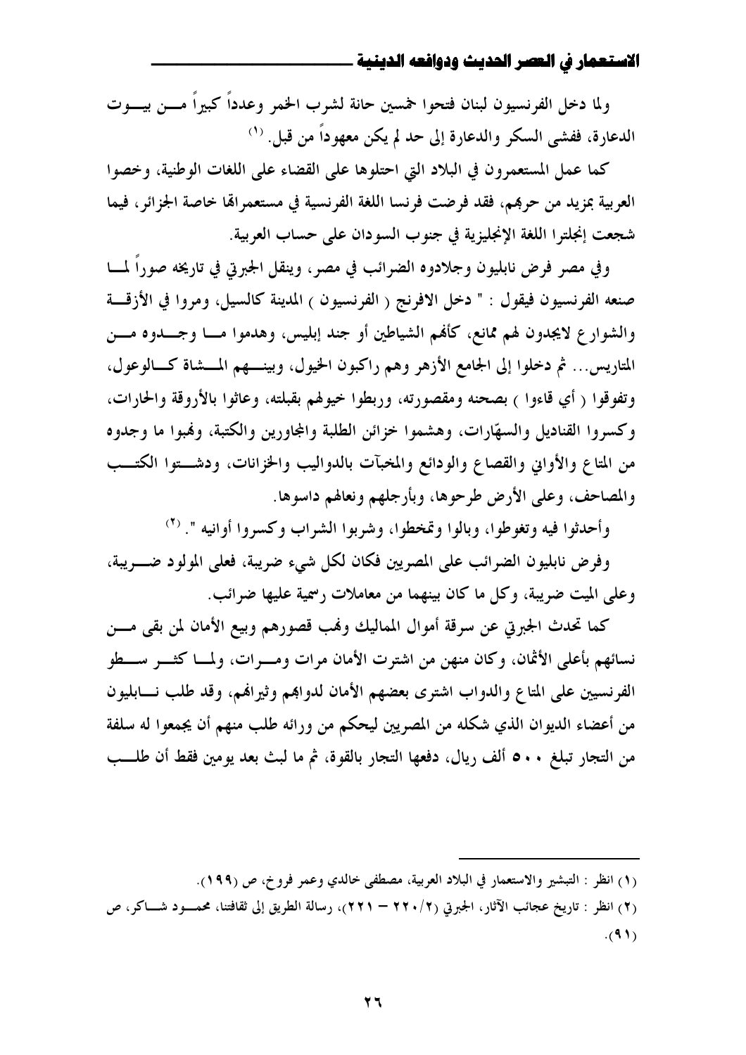ولما دخل الفرنسيون لبنان فتحوا خمسين حانة لشرب الخمر وعدداً كبيراً من بيوت الدعارة، ففشى السكر والدعارة إلى حد لم يكن معهوداً من قبل. (1)

كما عمل المستعمرون في البلاد التي احتلوها على القضاء على اللغات الوطنية، وخصوا العربية بمزيد من حربهم، فقد فرضت فرنسا اللغة الفرنسية في مستعمراتها خاصة الجزائر، فيما شجعت إنجلترا اللغة الإنجليزية في جنوب السودان على حساب العربية.

وفي مصر فرض نابليون وجلادوه الضرائب في مصر، وينقل الجبرتي في تاريخه صوراً لما صنعه الفرنسيون فيقول : " دخل الافرنج ( الفرنسيون ) المدينة كالسيل، ومروا في الأزقة والشوارع لايجدون لهم ممانع، كأنهم الشياطين أو جند إبليس، وهدموا ما وجدوه من المتاريس... ثم دخلوا إلى الجامع الأزهر وهم راكبون الخيول، وبينهم المشاة كالوعول، وتفوقوا ( أي قاءوا ) بصحنه ومقصورته، وربطوا خيولهم بقبلته، وعاثوا بالأروقة والحارات، وكسروا القناديل والسهّارات، وهشموا خزائن الطلبة والمجاورين والكتبة، ونهبوا ما وجدوه من المتاع والأواني والقصاع والودائع والمخبآت بالدواليب والخزانات، ودشتوا الكتب والمصاحف، وعلى الأرض طرحوها، وبأرجلهم ونعالهم داسوها.

وأحدثوا فيه وتغوطوا، وبالوا وتمخطوا، وشربوا الشراب وكسروا أوانيه ". (2)

وفرض نابليون الضرائب على المصريين فكان لكل شيء ضريبة، فعلى المولود ضريبة، وعلى الميت ضريبة، وكل ما كان بينهما من معاملات رسمية عليها ضرائب.

كما تحدث الجبرتي عن سرقة أموال المماليك ونهب قصورهم وبيع الأمان لمن بقي من نسائهم بأعلى الأثمان، وكان منهن من اشترت الأمان مرات ومرات، ولما كثر سطو الفرنسيين على المتاع والدواب اشترى بعضهم الأمان لدوابهم وثيرانهم، وقد طلب نابليون من أعضاء الديوان الذي شكله من المصريين ليحكم من ورائه طلب منهم أن يجمعوا له سلفة من التجار تبلغ **٥٠٠** ألف ريال، دفعها التجار بالقوة، ثم ما لبث بعد يومين فقط أن طلب

---

(1) انظر : التبشير والاستعمار في البلاد العربية، مصطفى خالدي وعمر فروخ، ص (١٩٩).

(2) انظر : تاريخ عجائب الآثار، الجبرتي (٢/٢٢٠ – ٢٢١)، رسالة الطريق إلى ثقافتنا، محمود شاكر، ص (٩١).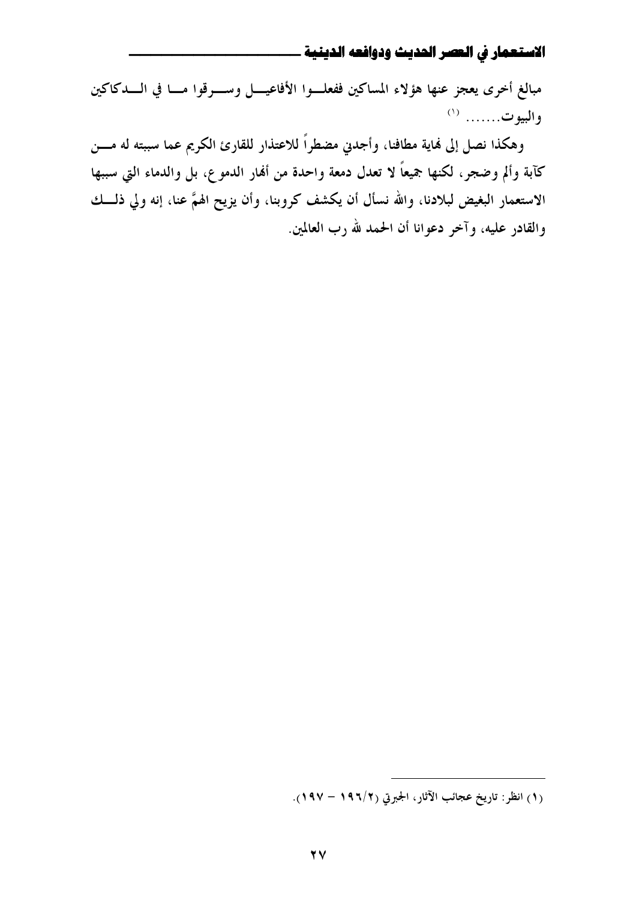مبالغ أخرى يعجز عنها هؤلاء المساكين ففعلوا الأفاعيل وسرقوا ما في الدكاكين والبيوت....... [1]

وهكذا نصل إلى نهاية مطافنا، وأجدني مضطراً للاعتذار للقارئ الكريم عما سببته له من كآبة وألم وضجر، لكنها جميعاً لا تعدل دمعة واحدة من أنهار الدموع، بل والدماء التي سببها الاستعمار البغيض لبلادنا، والله نسأل أن يكشف كروبنا، وأن يزيح الهمَّ عنا، إنه ولي ذلك والقادر عليه، وآخر دعوانا أن الحمد لله رب العالمين.

---

(١) انظر: تاريخ عجائب الآثار، الجبرتي (٢/١٩٦ – ١٩٧).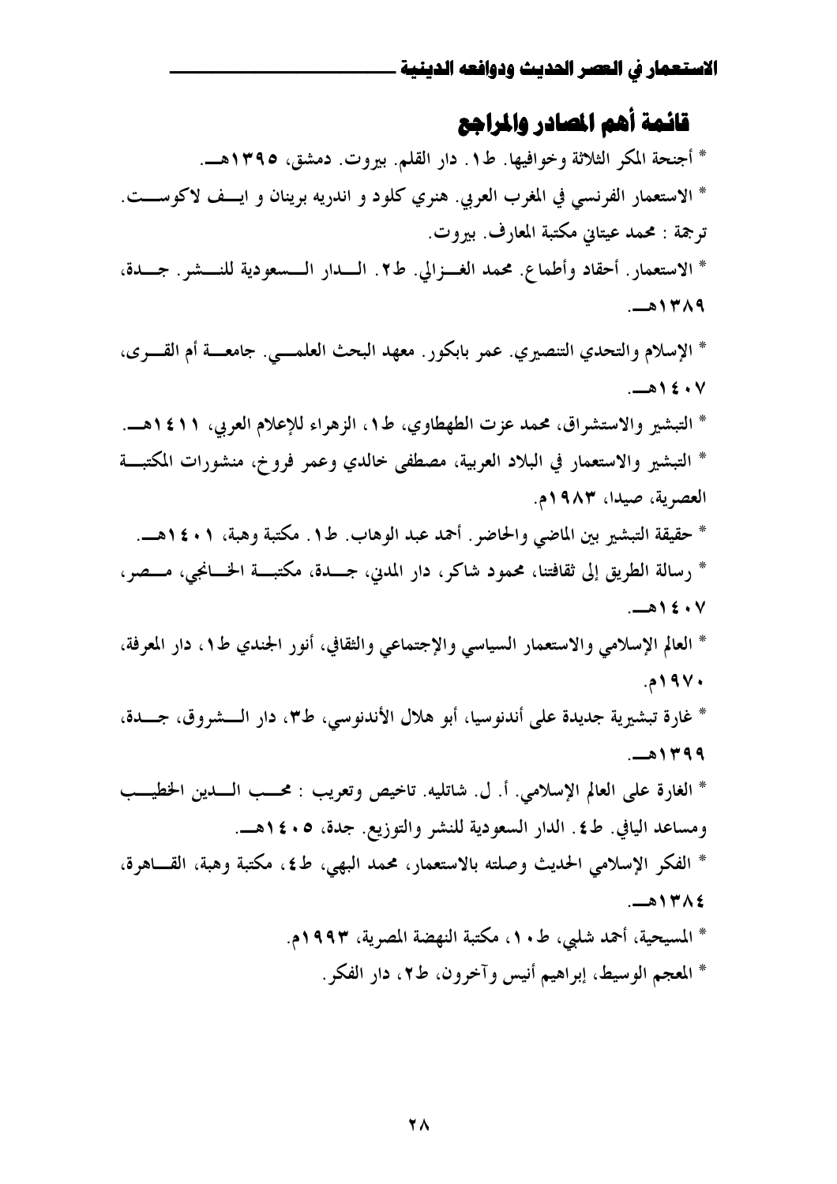## قائمة أهم المصادر والمراجع

* أجنحة المكر الثلاثة وخوافيها. ط١. دار القلم. بيروت. دمشق، ١٣٩٥هـ.

* الاستعمار الفرنسي في المغرب العربي. هنري كلود و اندريه برينان و ايـف لاكوست. ترجمة : محمد عيتاني مكتبة المعارف. بيروت.

* الاستعمار. أحقاد وأطماع. محمد الغزالي. ط٢. الدار السعودية للنشر. جدة، ١٣٨٩هـ.

* الإسلام والتحدي التنصيري. عمر بابكور. معهد البحث العلمي. جامعة أم القرى، ١٤٠٧هـ.

* التبشير والاستشراق، محمد عزت الطهطاوي، ط١، الزهراء للإعلام العربي، ١٤١١هـ.

* التبشير والاستعمار في البلاد العربية، مصطفى خالدي وعمر فروخ، منشورات المكتبة العصرية، صيدا، ١٩٨٣م.

* حقيقة التبشير بين الماضي والحاضر. أحمد عبد الوهاب. ط١. مكتبة وهبة، ١٤٠١هـ.

* رسالة الطريق إلى ثقافتنا، محمود شاكر، دار المدني، جدة، مكتبة الخانجي، مصر، ١٤٠٧هـ.

* العالم الإسلامي والاستعمار السياسي والإجتماعي والثقافي، أنور الجندي ط١، دار المعرفة، ١٩٧٠م.

* غارة تبشيرية جديدة على أندنوسيا، أبو هلال الأندنوسي، ط٣، دار الشروق، جدة، ١٣٩٩هـ.

* الغارة على العالم الإسلامي. أ. ل. شاتليه. تلخيص وتعريب : محب الدين الخطيب ومساعد اليافي. ط٤. الدار السعودية للنشر والتوزيع. جدة، ١٤٠٥هـ.

* الفكر الإسلامي الحديث وصلته بالاستعمار، محمد البهي، ط٤، مكتبة وهبة، القاهرة، ١٣٨٤هـ.

* المسيحية، أحمد شلبي، ط١٠، مكتبة النهضة المصرية، ١٩٩٣م.

* المعجم الوسيط، إبراهيم أنيس وآخرون، ط٢، دار الفكر.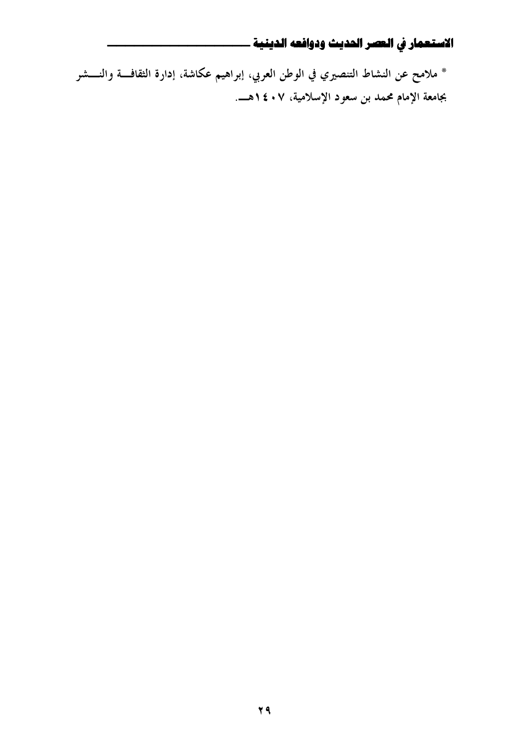* ملامح عن النشاط التنصيري في الوطن العربي، إبراهيم عكاشة، إدارة الثقافة والنشر بجامعة الإمام محمد بن سعود الإسلامية، ١٤٠٧هـ.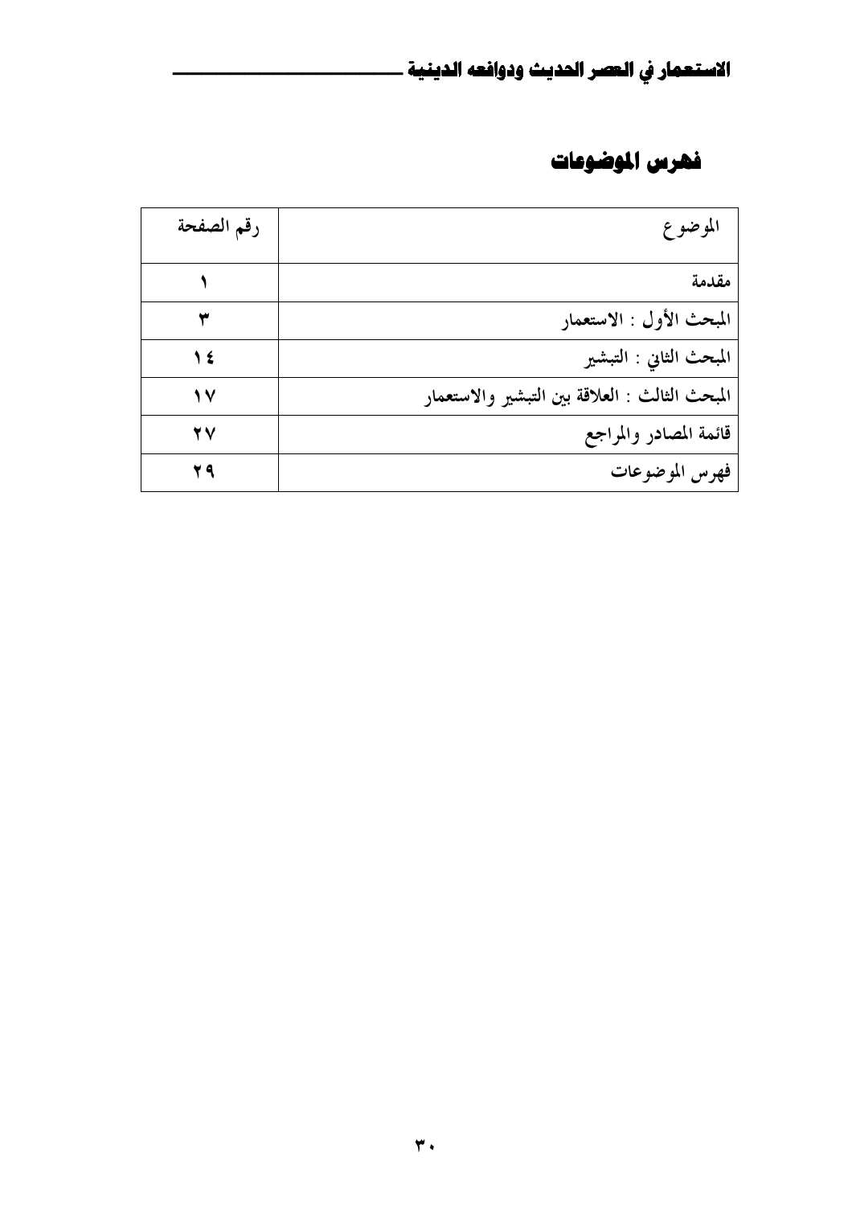## فهرس الموضوعات

| الموضوع | رقم الصفحة |
| --- | --- |
| مقدمة | ١ |
| المبحث الأول : الاستعمار | ٣ |
| المبحث الثاني : التبشير | ١٤ |
| المبحث الثالث : العلاقة بين التبشير والاستعمار | ١٧ |
| قائمة المصادر والمراجع | ٢٧ |
| فهرس الموضوعات | ٢٩ |